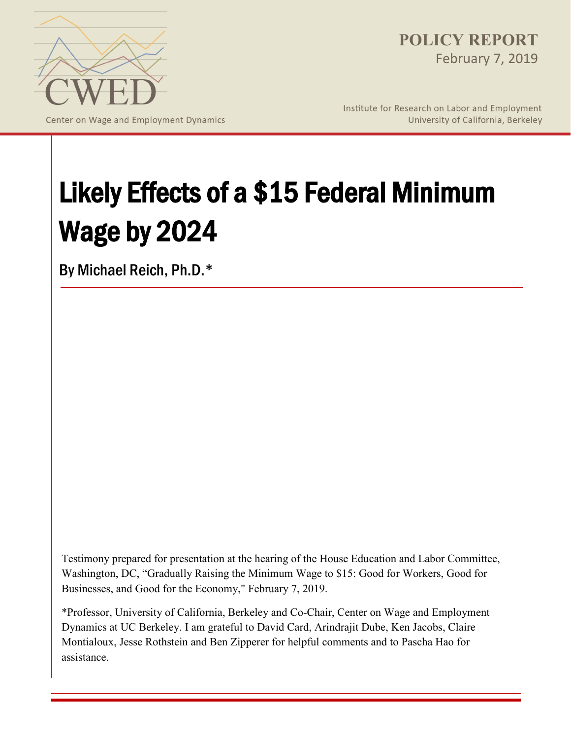CWED

Center on Wage and Employment Dynamics

**POLICY REPORT**
February 7, 2019

Institute for Research on Labor and Employment
University of California, Berkeley

# Likely Effects of a $15 Federal Minimum Wage by 2024

**By Michael Reich, Ph.D.***

Testimony prepared for presentation at the hearing of the House Education and Labor Committee, Washington, DC, "Gradually Raising the Minimum Wage to $15: Good for Workers, Good for Businesses, and Good for the Economy," February 7, 2019.

*Professor, University of California, Berkeley and Co-Chair, Center on Wage and Employment Dynamics at UC Berkeley. I am grateful to David Card, Arindrajit Dube, Ken Jacobs, Claire Montialoux, Jesse Rothstein and Ben Zipperer for helpful comments and to Pascha Hao for assistance.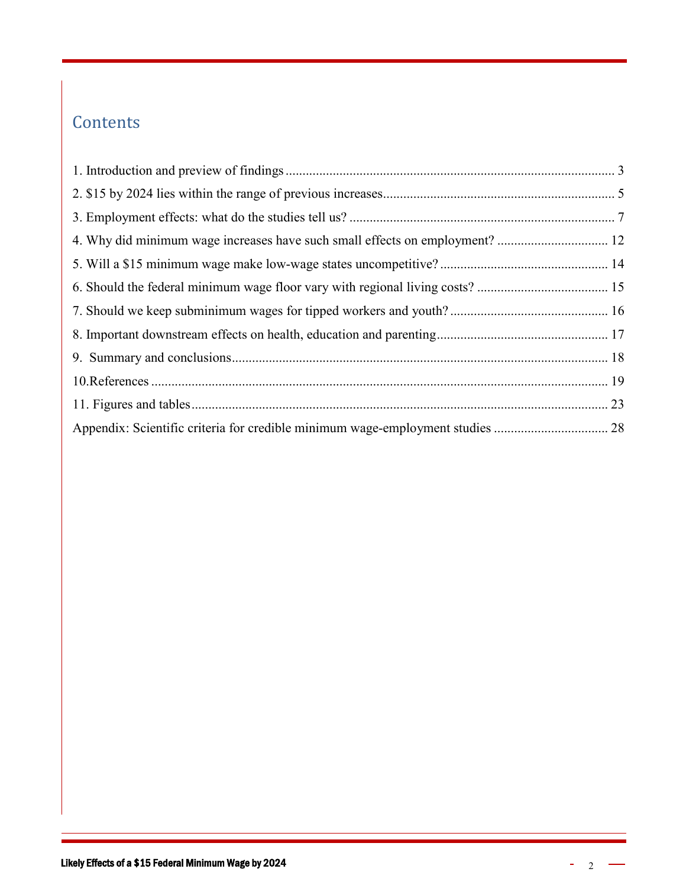## Contents

1. Introduction and preview of findings .................................................. 3
2. $15 by 2024 lies within the range of previous increases .................................................. 5
3. Employment effects: what do the studies tell us? .................................................. 7
4. Why did minimum wage increases have such small effects on employment? .................................................. 12
5. Will a $15 minimum wage make low-wage states uncompetitive? .................................................. 14
6. Should the federal minimum wage floor vary with regional living costs? .................................................. 15
7. Should we keep subminimum wages for tipped workers and youth? .................................................. 16
8. Important downstream effects on health, education and parenting .................................................. 17
9. Summary and conclusions .................................................. 18
10. References .................................................. 19
11. Figures and tables .................................................. 23

Appendix: Scientific criteria for credible minimum wage-employment studies .................................................. 28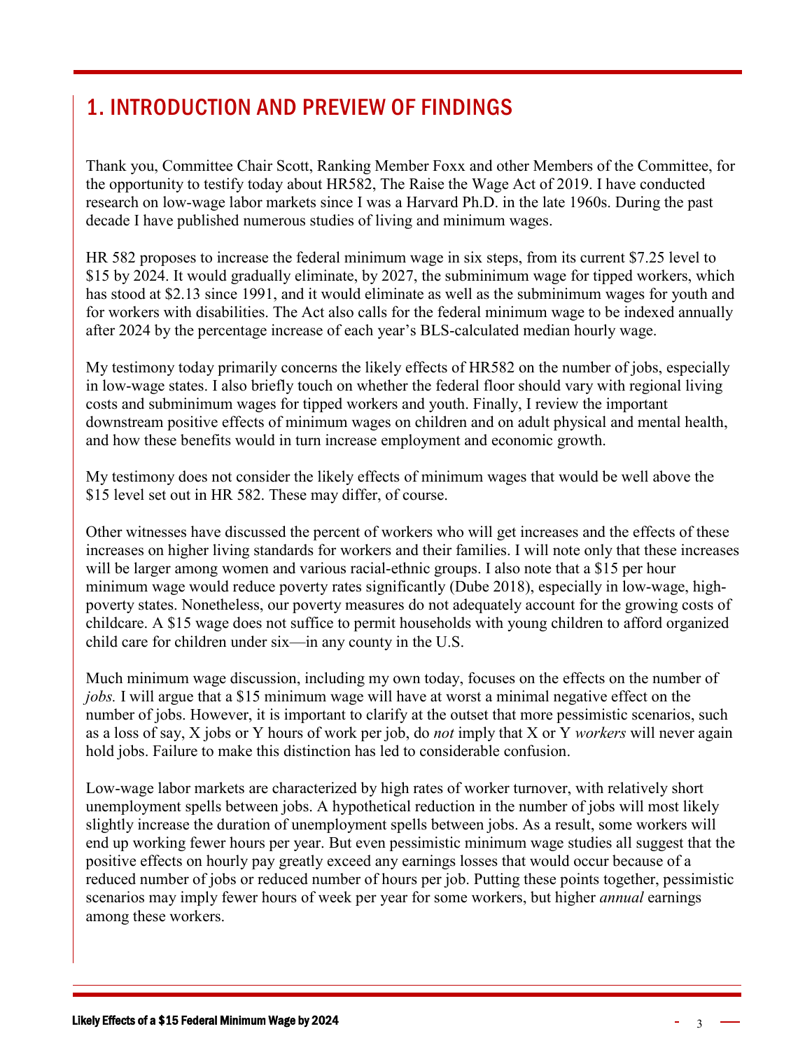# 1. INTRODUCTION AND PREVIEW OF FINDINGS

Thank you, Committee Chair Scott, Ranking Member Foxx and other Members of the Committee, for the opportunity to testify today about HR582, The Raise the Wage Act of 2019. I have conducted research on low-wage labor markets since I was a Harvard Ph.D. in the late 1960s. During the past decade I have published numerous studies of living and minimum wages.

HR 582 proposes to increase the federal minimum wage in six steps, from its current $7.25 level to $15 by 2024. It would gradually eliminate, by 2027, the subminimum wage for tipped workers, which has stood at $2.13 since 1991, and it would eliminate as well as the subminimum wages for youth and for workers with disabilities. The Act also calls for the federal minimum wage to be indexed annually after 2024 by the percentage increase of each year's BLS-calculated median hourly wage.

My testimony today primarily concerns the likely effects of HR582 on the number of jobs, especially in low-wage states. I also briefly touch on whether the federal floor should vary with regional living costs and subminimum wages for tipped workers and youth. Finally, I review the important downstream positive effects of minimum wages on children and on adult physical and mental health, and how these benefits would in turn increase employment and economic growth.

My testimony does not consider the likely effects of minimum wages that would be well above the $15 level set out in HR 582. These may differ, of course.

Other witnesses have discussed the percent of workers who will get increases and the effects of these increases on higher living standards for workers and their families. I will note only that these increases will be larger among women and various racial-ethnic groups. I also note that a $15 per hour minimum wage would reduce poverty rates significantly (Dube 2018), especially in low-wage, high-poverty states. Nonetheless, our poverty measures do not adequately account for the growing costs of childcare. A $15 wage does not suffice to permit households with young children to afford organized child care for children under six—in any county in the U.S.

Much minimum wage discussion, including my own today, focuses on the effects on the number of *jobs.* I will argue that a $15 minimum wage will have at worst a minimal negative effect on the number of jobs. However, it is important to clarify at the outset that more pessimistic scenarios, such as a loss of say, X jobs or Y hours of work per job, do *not* imply that X or Y *workers* will never again hold jobs. Failure to make this distinction has led to considerable confusion.

Low-wage labor markets are characterized by high rates of worker turnover, with relatively short unemployment spells between jobs. A hypothetical reduction in the number of jobs will most likely slightly increase the duration of unemployment spells between jobs. As a result, some workers will end up working fewer hours per year. But even pessimistic minimum wage studies all suggest that the positive effects on hourly pay greatly exceed any earnings losses that would occur because of a reduced number of jobs or reduced number of hours per job. Putting these points together, pessimistic scenarios may imply fewer hours of week per year for some workers, but higher *annual* earnings among these workers.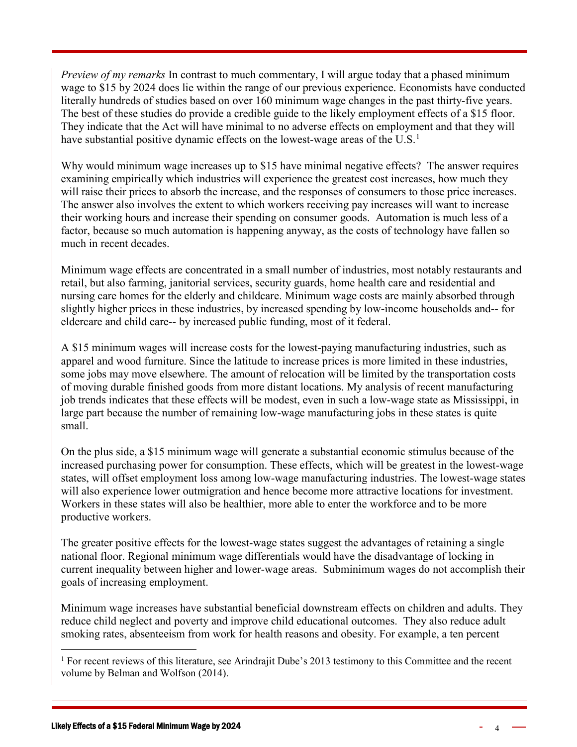*Preview of my remarks* In contrast to much commentary, I will argue today that a phased minimum wage to $15 by 2024 does lie within the range of our previous experience. Economists have conducted literally hundreds of studies based on over 160 minimum wage changes in the past thirty-five years. The best of these studies do provide a credible guide to the likely employment effects of a $15 floor. They indicate that the Act will have minimal to no adverse effects on employment and that they will have substantial positive dynamic effects on the lowest-wage areas of the U.S.[1]

Why would minimum wage increases up to $15 have minimal negative effects? The answer requires examining empirically which industries will experience the greatest cost increases, how much they will raise their prices to absorb the increase, and the responses of consumers to those price increases. The answer also involves the extent to which workers receiving pay increases will want to increase their working hours and increase their spending on consumer goods. Automation is much less of a factor, because so much automation is happening anyway, as the costs of technology have fallen so much in recent decades.

Minimum wage effects are concentrated in a small number of industries, most notably restaurants and retail, but also farming, janitorial services, security guards, home health care and residential and nursing care homes for the elderly and childcare. Minimum wage costs are mainly absorbed through slightly higher prices in these industries, by increased spending by low-income households and-- for eldercare and child care-- by increased public funding, most of it federal.

A $15 minimum wages will increase costs for the lowest-paying manufacturing industries, such as apparel and wood furniture. Since the latitude to increase prices is more limited in these industries, some jobs may move elsewhere. The amount of relocation will be limited by the transportation costs of moving durable finished goods from more distant locations. My analysis of recent manufacturing job trends indicates that these effects will be modest, even in such a low-wage state as Mississippi, in large part because the number of remaining low-wage manufacturing jobs in these states is quite small.

On the plus side, a $15 minimum wage will generate a substantial economic stimulus because of the increased purchasing power for consumption. These effects, which will be greatest in the lowest-wage states, will offset employment loss among low-wage manufacturing industries. The lowest-wage states will also experience lower outmigration and hence become more attractive locations for investment. Workers in these states will also be healthier, more able to enter the workforce and to be more productive workers.

The greater positive effects for the lowest-wage states suggest the advantages of retaining a single national floor. Regional minimum wage differentials would have the disadvantage of locking in current inequality between higher and lower-wage areas. Subminimum wages do not accomplish their goals of increasing employment.

Minimum wage increases have substantial beneficial downstream effects on children and adults. They reduce child neglect and poverty and improve child educational outcomes. They also reduce adult smoking rates, absenteeism from work for health reasons and obesity. For example, a ten percent

[1] For recent reviews of this literature, see Arindrajit Dube's 2013 testimony to this Committee and the recent volume by Belman and Wolfson (2014).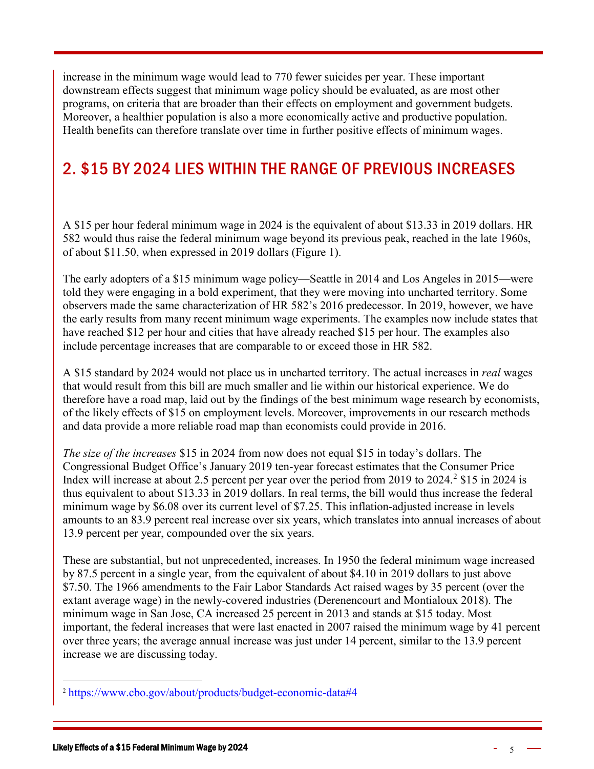increase in the minimum wage would lead to 770 fewer suicides per year. These important downstream effects suggest that minimum wage policy should be evaluated, as are most other programs, on criteria that are broader than their effects on employment and government budgets. Moreover, a healthier population is also a more economically active and productive population. Health benefits can therefore translate over time in further positive effects of minimum wages.

## 2. $15 BY 2024 LIES WITHIN THE RANGE OF PREVIOUS INCREASES

A $15 per hour federal minimum wage in 2024 is the equivalent of about $13.33 in 2019 dollars. HR 582 would thus raise the federal minimum wage beyond its previous peak, reached in the late 1960s, of about $11.50, when expressed in 2019 dollars (Figure 1).

The early adopters of a $15 minimum wage policy—Seattle in 2014 and Los Angeles in 2015—were told they were engaging in a bold experiment, that they were moving into uncharted territory. Some observers made the same characterization of HR 582's 2016 predecessor. In 2019, however, we have the early results from many recent minimum wage experiments. The examples now include states that have reached $12 per hour and cities that have already reached $15 per hour. The examples also include percentage increases that are comparable to or exceed those in HR 582.

A $15 standard by 2024 would not place us in uncharted territory. The actual increases in *real* wages that would result from this bill are much smaller and lie within our historical experience. We do therefore have a road map, laid out by the findings of the best minimum wage research by economists, of the likely effects of $15 on employment levels. Moreover, improvements in our research methods and data provide a more reliable road map than economists could provide in 2016.

*The size of the increases* $15 in 2024 from now does not equal $15 in today's dollars. The Congressional Budget Office's January 2019 ten-year forecast estimates that the Consumer Price Index will increase at about 2.5 percent per year over the period from 2019 to 2024.[2] $15 in 2024 is thus equivalent to about $13.33 in 2019 dollars. In real terms, the bill would thus increase the federal minimum wage by $6.08 over its current level of $7.25. This inflation-adjusted increase in levels amounts to an 83.9 percent real increase over six years, which translates into annual increases of about 13.9 percent per year, compounded over the six years.

These are substantial, but not unprecedented, increases. In 1950 the federal minimum wage increased by 87.5 percent in a single year, from the equivalent of about $4.10 in 2019 dollars to just above $7.50. The 1966 amendments to the Fair Labor Standards Act raised wages by 35 percent (over the extant average wage) in the newly-covered industries (Derenencourt and Montialoux 2018). The minimum wage in San Jose, CA increased 25 percent in 2013 and stands at $15 today. Most important, the federal increases that were last enacted in 2007 raised the minimum wage by 41 percent over three years; the average annual increase was just under 14 percent, similar to the 13.9 percent increase we are discussing today.

---

[2] https://www.cbo.gov/about/products/budget-economic-data#4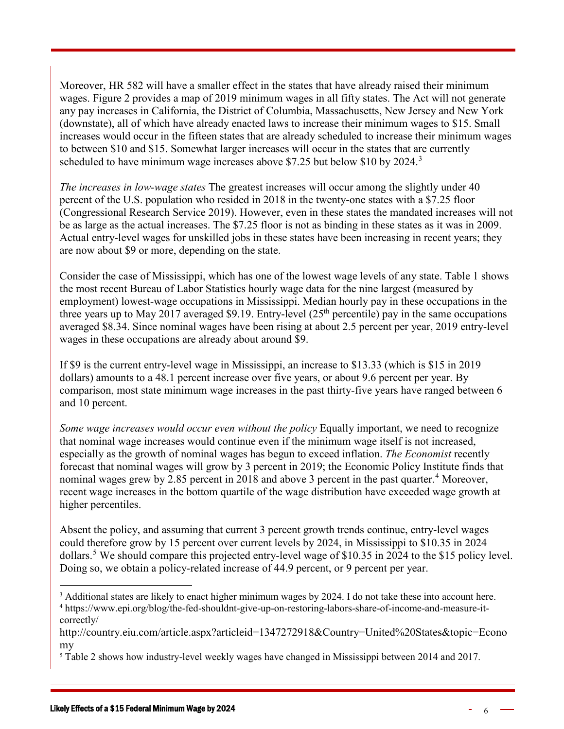Moreover, HR 582 will have a smaller effect in the states that have already raised their minimum wages. Figure 2 provides a map of 2019 minimum wages in all fifty states. The Act will not generate any pay increases in California, the District of Columbia, Massachusetts, New Jersey and New York (downstate), all of which have already enacted laws to increase their minimum wages to $15. Small increases would occur in the fifteen states that are already scheduled to increase their minimum wages to between $10 and $15. Somewhat larger increases will occur in the states that are currently scheduled to have minimum wage increases above $7.25 but below $10 by 2024.[3]

*The increases in low-wage states* The greatest increases will occur among the slightly under 40 percent of the U.S. population who resided in 2018 in the twenty-one states with a $7.25 floor (Congressional Research Service 2019). However, even in these states the mandated increases will not be as large as the actual increases. The $7.25 floor is not as binding in these states as it was in 2009. Actual entry-level wages for unskilled jobs in these states have been increasing in recent years; they are now about $9 or more, depending on the state.

Consider the case of Mississippi, which has one of the lowest wage levels of any state. Table 1 shows the most recent Bureau of Labor Statistics hourly wage data for the nine largest (measured by employment) lowest-wage occupations in Mississippi. Median hourly pay in these occupations in the three years up to May 2017 averaged $9.19. Entry-level (25th percentile) pay in the same occupations averaged $8.34. Since nominal wages have been rising at about 2.5 percent per year, 2019 entry-level wages in these occupations are already about around $9.

If $9 is the current entry-level wage in Mississippi, an increase to $13.33 (which is $15 in 2019 dollars) amounts to a 48.1 percent increase over five years, or about 9.6 percent per year. By comparison, most state minimum wage increases in the past thirty-five years have ranged between 6 and 10 percent.

*Some wage increases would occur even without the policy* Equally important, we need to recognize that nominal wage increases would continue even if the minimum wage itself is not increased, especially as the growth of nominal wages has begun to exceed inflation. *The Economist* recently forecast that nominal wages will grow by 3 percent in 2019; the Economic Policy Institute finds that nominal wages grew by 2.85 percent in 2018 and above 3 percent in the past quarter.[4] Moreover, recent wage increases in the bottom quartile of the wage distribution have exceeded wage growth at higher percentiles.

Absent the policy, and assuming that current 3 percent growth trends continue, entry-level wages could therefore grow by 15 percent over current levels by 2024, in Mississippi to $10.35 in 2024 dollars.[5] We should compare this projected entry-level wage of $10.35 in 2024 to the $15 policy level. Doing so, we obtain a policy-related increase of 44.9 percent, or 9 percent per year.

---

[3] Additional states are likely to enact higher minimum wages by 2024. I do not take these into account here.

[4] https://www.epi.org/blog/the-fed-shouldnt-give-up-on-restoring-labors-share-of-income-and-measure-it-correctly/
http://country.eiu.com/article.aspx?articleid=1347272918&Country=United%20States&topic=Economy

[5] Table 2 shows how industry-level weekly wages have changed in Mississippi between 2014 and 2017.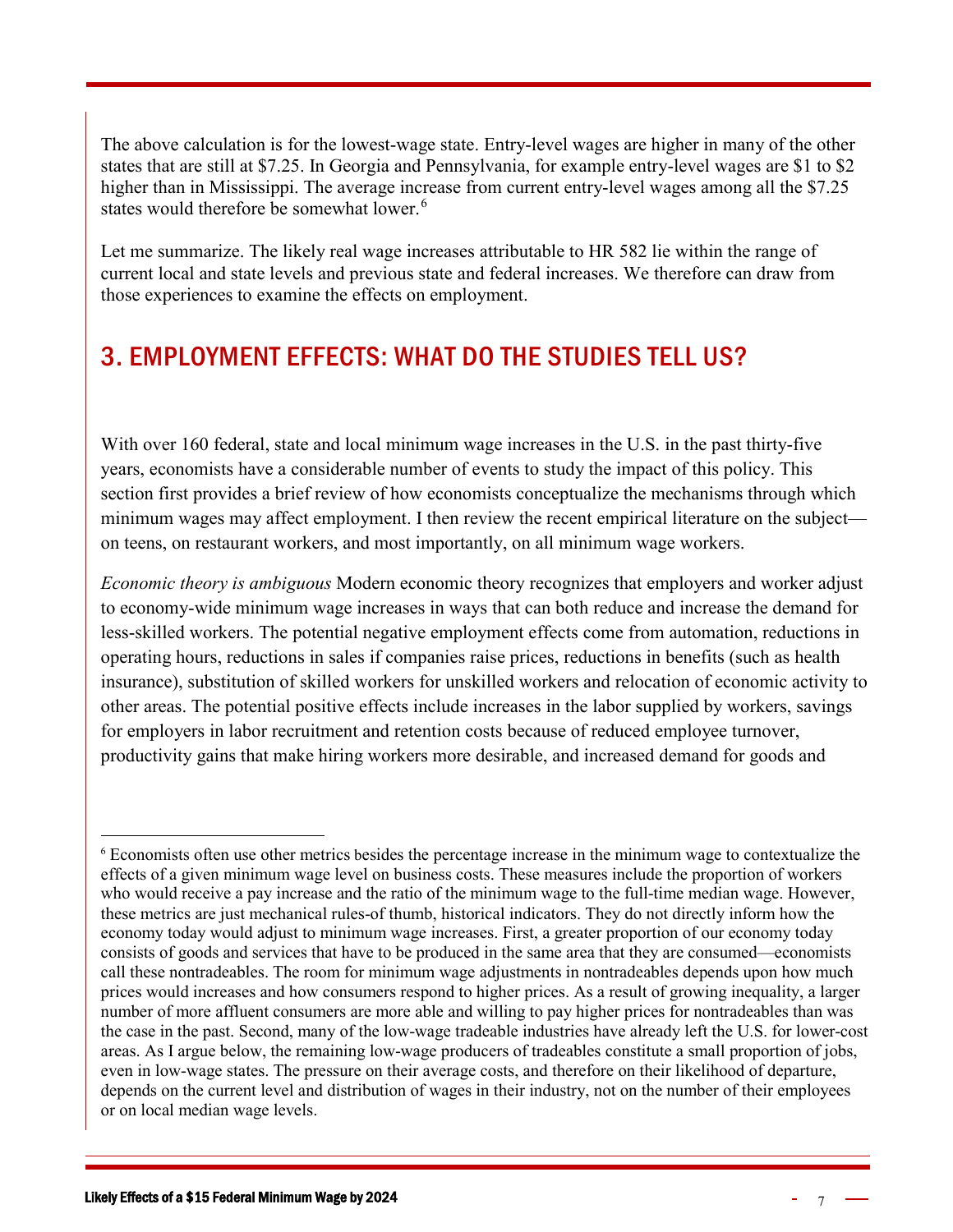The above calculation is for the lowest-wage state. Entry-level wages are higher in many of the other states that are still at $7.25. In Georgia and Pennsylvania, for example entry-level wages are $1 to $2 higher than in Mississippi. The average increase from current entry-level wages among all the $7.25 states would therefore be somewhat lower.[6]

Let me summarize. The likely real wage increases attributable to HR 582 lie within the range of current local and state levels and previous state and federal increases. We therefore can draw from those experiences to examine the effects on employment.

## 3. EMPLOYMENT EFFECTS: WHAT DO THE STUDIES TELL US?

With over 160 federal, state and local minimum wage increases in the U.S. in the past thirty-five years, economists have a considerable number of events to study the impact of this policy. This section first provides a brief review of how economists conceptualize the mechanisms through which minimum wages may affect employment. I then review the recent empirical literature on the subject—on teens, on restaurant workers, and most importantly, on all minimum wage workers.

*Economic theory is ambiguous* Modern economic theory recognizes that employers and worker adjust to economy-wide minimum wage increases in ways that can both reduce and increase the demand for less-skilled workers. The potential negative employment effects come from automation, reductions in operating hours, reductions in sales if companies raise prices, reductions in benefits (such as health insurance), substitution of skilled workers for unskilled workers and relocation of economic activity to other areas. The potential positive effects include increases in the labor supplied by workers, savings for employers in labor recruitment and retention costs because of reduced employee turnover, productivity gains that make hiring workers more desirable, and increased demand for goods and

---

[6] Economists often use other metrics besides the percentage increase in the minimum wage to contextualize the effects of a given minimum wage level on business costs. These measures include the proportion of workers who would receive a pay increase and the ratio of the minimum wage to the full-time median wage. However, these metrics are just mechanical rules-of thumb, historical indicators. They do not directly inform how the economy today would adjust to minimum wage increases. First, a greater proportion of our economy today consists of goods and services that have to be produced in the same area that they are consumed—economists call these nontradeables. The room for minimum wage adjustments in nontradeables depends upon how much prices would increases and how consumers respond to higher prices. As a result of growing inequality, a larger number of more affluent consumers are more able and willing to pay higher prices for nontradeables than was the case in the past. Second, many of the low-wage tradeable industries have already left the U.S. for lower-cost areas. As I argue below, the remaining low-wage producers of tradeables constitute a small proportion of jobs, even in low-wage states. The pressure on their average costs, and therefore on their likelihood of departure, depends on the current level and distribution of wages in their industry, not on the number of their employees or on local median wage levels.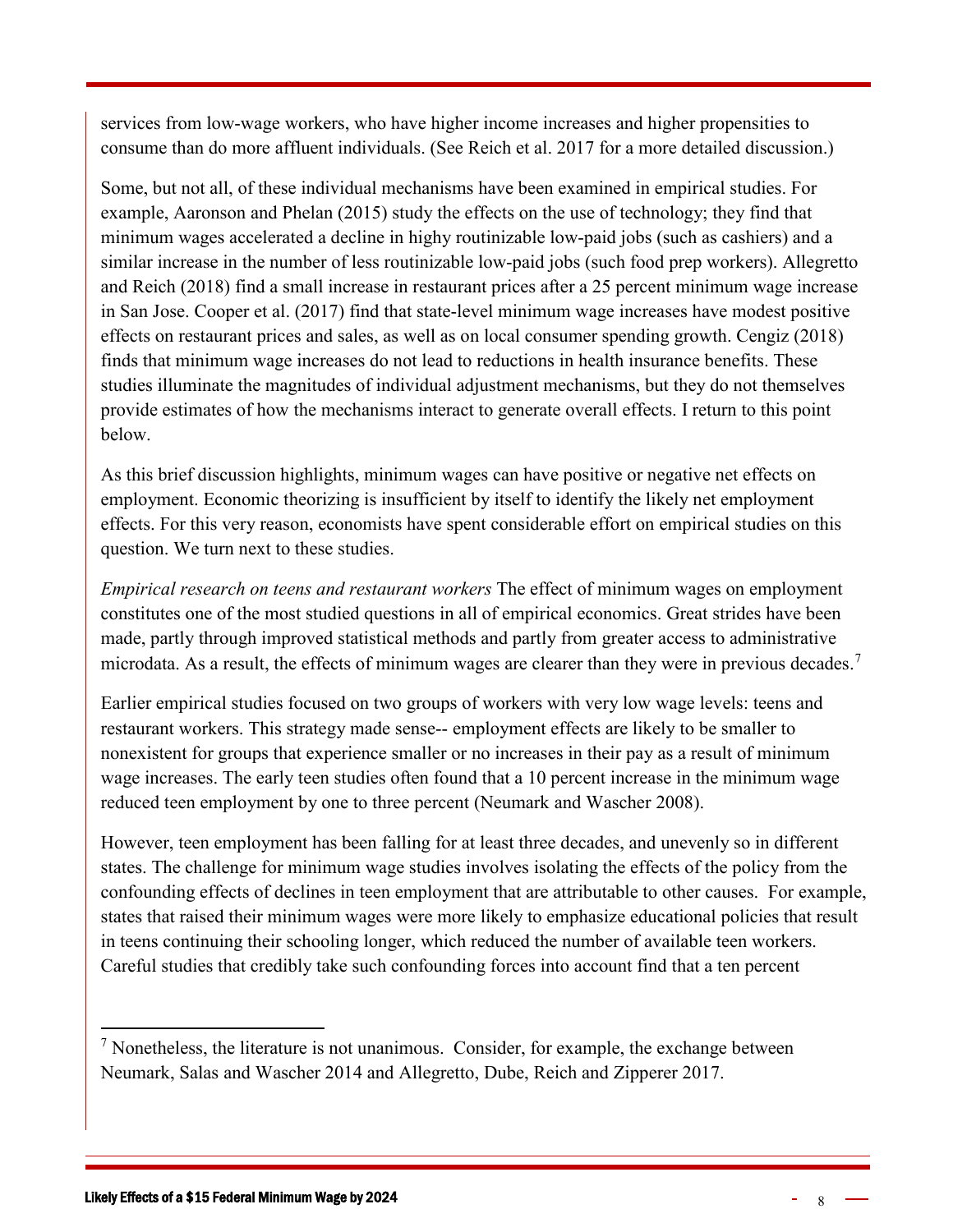services from low-wage workers, who have higher income increases and higher propensities to consume than do more affluent individuals. (See Reich et al. 2017 for a more detailed discussion.)

Some, but not all, of these individual mechanisms have been examined in empirical studies. For example, Aaronson and Phelan (2015) study the effects on the use of technology; they find that minimum wages accelerated a decline in highy routinizable low-paid jobs (such as cashiers) and a similar increase in the number of less routinizable low-paid jobs (such food prep workers). Allegretto and Reich (2018) find a small increase in restaurant prices after a 25 percent minimum wage increase in San Jose. Cooper et al. (2017) find that state-level minimum wage increases have modest positive effects on restaurant prices and sales, as well as on local consumer spending growth. Cengiz (2018) finds that minimum wage increases do not lead to reductions in health insurance benefits. These studies illuminate the magnitudes of individual adjustment mechanisms, but they do not themselves provide estimates of how the mechanisms interact to generate overall effects. I return to this point below.

As this brief discussion highlights, minimum wages can have positive or negative net effects on employment. Economic theorizing is insufficient by itself to identify the likely net employment effects. For this very reason, economists have spent considerable effort on empirical studies on this question. We turn next to these studies.

*Empirical research on teens and restaurant workers* The effect of minimum wages on employment constitutes one of the most studied questions in all of empirical economics. Great strides have been made, partly through improved statistical methods and partly from greater access to administrative microdata. As a result, the effects of minimum wages are clearer than they were in previous decades.[7]

Earlier empirical studies focused on two groups of workers with very low wage levels: teens and restaurant workers. This strategy made sense-- employment effects are likely to be smaller to nonexistent for groups that experience smaller or no increases in their pay as a result of minimum wage increases. The early teen studies often found that a 10 percent increase in the minimum wage reduced teen employment by one to three percent (Neumark and Wascher 2008).

However, teen employment has been falling for at least three decades, and unevenly so in different states. The challenge for minimum wage studies involves isolating the effects of the policy from the confounding effects of declines in teen employment that are attributable to other causes. For example, states that raised their minimum wages were more likely to emphasize educational policies that result in teens continuing their schooling longer, which reduced the number of available teen workers. Careful studies that credibly take such confounding forces into account find that a ten percent

---

[7] Nonetheless, the literature is not unanimous. Consider, for example, the exchange between Neumark, Salas and Wascher 2014 and Allegretto, Dube, Reich and Zipperer 2017.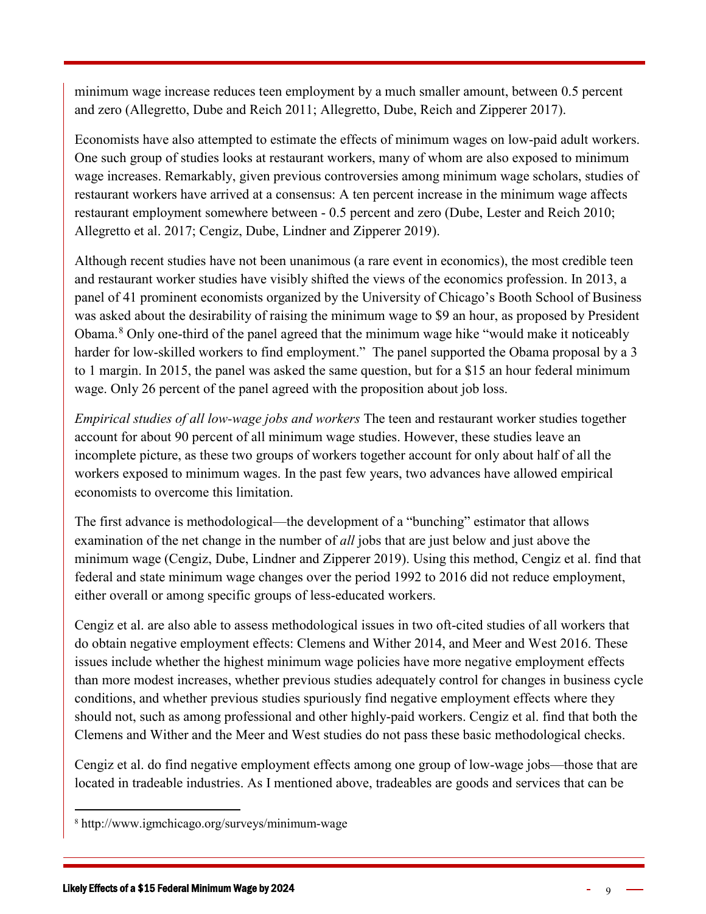minimum wage increase reduces teen employment by a much smaller amount, between 0.5 percent and zero (Allegretto, Dube and Reich 2011; Allegretto, Dube, Reich and Zipperer 2017).

Economists have also attempted to estimate the effects of minimum wages on low-paid adult workers. One such group of studies looks at restaurant workers, many of whom are also exposed to minimum wage increases. Remarkably, given previous controversies among minimum wage scholars, studies of restaurant workers have arrived at a consensus: A ten percent increase in the minimum wage affects restaurant employment somewhere between - 0.5 percent and zero (Dube, Lester and Reich 2010; Allegretto et al. 2017; Cengiz, Dube, Lindner and Zipperer 2019).

Although recent studies have not been unanimous (a rare event in economics), the most credible teen and restaurant worker studies have visibly shifted the views of the economics profession. In 2013, a panel of 41 prominent economists organized by the University of Chicago's Booth School of Business was asked about the desirability of raising the minimum wage to $9 an hour, as proposed by President Obama.[8] Only one-third of the panel agreed that the minimum wage hike "would make it noticeably harder for low-skilled workers to find employment." The panel supported the Obama proposal by a 3 to 1 margin. In 2015, the panel was asked the same question, but for a $15 an hour federal minimum wage. Only 26 percent of the panel agreed with the proposition about job loss.

*Empirical studies of all low-wage jobs and workers* The teen and restaurant worker studies together account for about 90 percent of all minimum wage studies. However, these studies leave an incomplete picture, as these two groups of workers together account for only about half of all the workers exposed to minimum wages. In the past few years, two advances have allowed empirical economists to overcome this limitation.

The first advance is methodological—the development of a "bunching" estimator that allows examination of the net change in the number of *all* jobs that are just below and just above the minimum wage (Cengiz, Dube, Lindner and Zipperer 2019). Using this method, Cengiz et al. find that federal and state minimum wage changes over the period 1992 to 2016 did not reduce employment, either overall or among specific groups of less-educated workers.

Cengiz et al. are also able to assess methodological issues in two oft-cited studies of all workers that do obtain negative employment effects: Clemens and Wither 2014, and Meer and West 2016. These issues include whether the highest minimum wage policies have more negative employment effects than more modest increases, whether previous studies adequately control for changes in business cycle conditions, and whether previous studies spuriously find negative employment effects where they should not, such as among professional and other highly-paid workers. Cengiz et al. find that both the Clemens and Wither and the Meer and West studies do not pass these basic methodological checks.

Cengiz et al. do find negative employment effects among one group of low-wage jobs—those that are located in tradeable industries. As I mentioned above, tradeables are goods and services that can be

[8] http://www.igmchicago.org/surveys/minimum-wage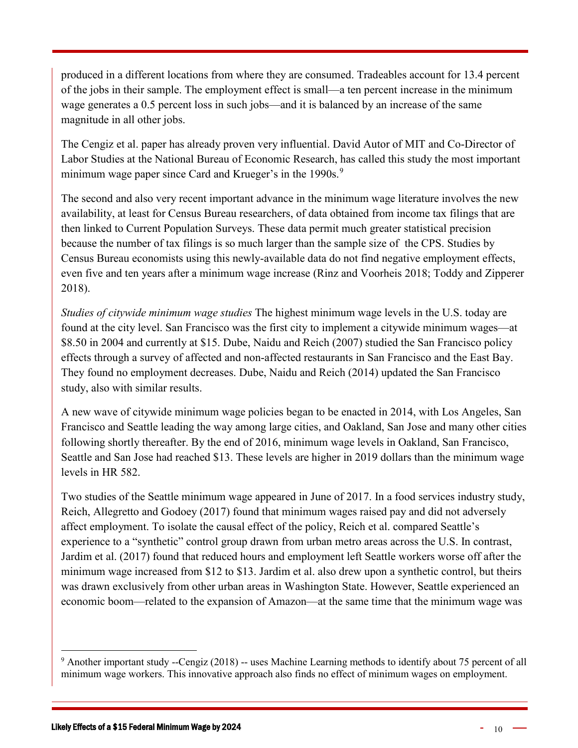produced in a different locations from where they are consumed. Tradeables account for 13.4 percent of the jobs in their sample. The employment effect is small—a ten percent increase in the minimum wage generates a 0.5 percent loss in such jobs—and it is balanced by an increase of the same magnitude in all other jobs.

The Cengiz et al. paper has already proven very influential. David Autor of MIT and Co-Director of Labor Studies at the National Bureau of Economic Research, has called this study the most important minimum wage paper since Card and Krueger's in the 1990s.[9]

The second and also very recent important advance in the minimum wage literature involves the new availability, at least for Census Bureau researchers, of data obtained from income tax filings that are then linked to Current Population Surveys. These data permit much greater statistical precision because the number of tax filings is so much larger than the sample size of the CPS. Studies by Census Bureau economists using this newly-available data do not find negative employment effects, even five and ten years after a minimum wage increase (Rinz and Voorheis 2018; Toddy and Zipperer 2018).

*Studies of citywide minimum wage studies* The highest minimum wage levels in the U.S. today are found at the city level. San Francisco was the first city to implement a citywide minimum wages—at $8.50 in 2004 and currently at $15. Dube, Naidu and Reich (2007) studied the San Francisco policy effects through a survey of affected and non-affected restaurants in San Francisco and the East Bay. They found no employment decreases. Dube, Naidu and Reich (2014) updated the San Francisco study, also with similar results.

A new wave of citywide minimum wage policies began to be enacted in 2014, with Los Angeles, San Francisco and Seattle leading the way among large cities, and Oakland, San Jose and many other cities following shortly thereafter. By the end of 2016, minimum wage levels in Oakland, San Francisco, Seattle and San Jose had reached $13. These levels are higher in 2019 dollars than the minimum wage levels in HR 582.

Two studies of the Seattle minimum wage appeared in June of 2017. In a food services industry study, Reich, Allegretto and Godoey (2017) found that minimum wages raised pay and did not adversely affect employment. To isolate the causal effect of the policy, Reich et al. compared Seattle's experience to a "synthetic" control group drawn from urban metro areas across the U.S. In contrast, Jardim et al. (2017) found that reduced hours and employment left Seattle workers worse off after the minimum wage increased from $12 to $13. Jardim et al. also drew upon a synthetic control, but theirs was drawn exclusively from other urban areas in Washington State. However, Seattle experienced an economic boom—related to the expansion of Amazon—at the same time that the minimum wage was

[9] Another important study --Cengiz (2018) -- uses Machine Learning methods to identify about 75 percent of all minimum wage workers. This innovative approach also finds no effect of minimum wages on employment.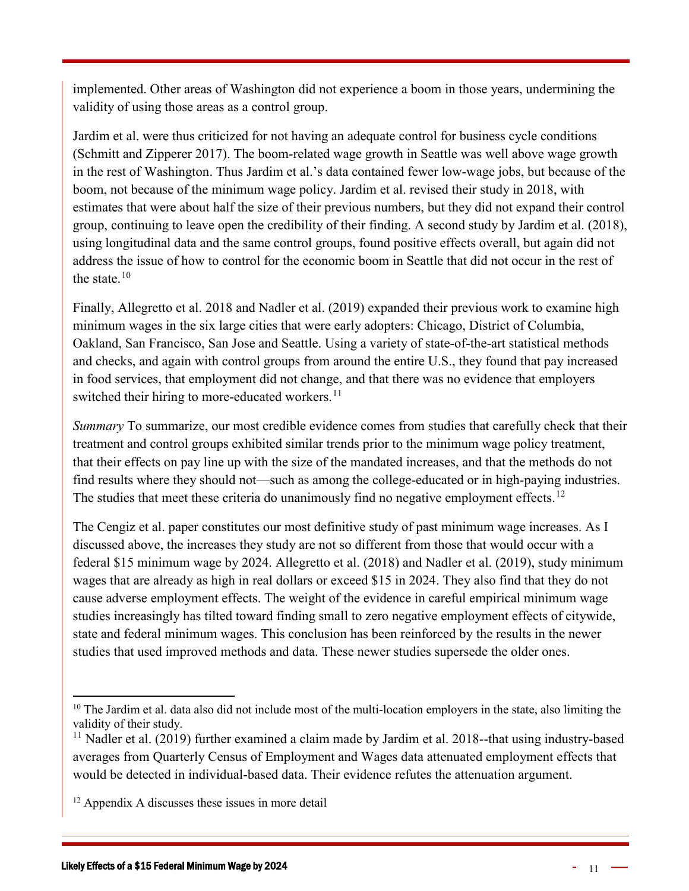implemented. Other areas of Washington did not experience a boom in those years, undermining the validity of using those areas as a control group.

Jardim et al. were thus criticized for not having an adequate control for business cycle conditions (Schmitt and Zipperer 2017). The boom-related wage growth in Seattle was well above wage growth in the rest of Washington. Thus Jardim et al.'s data contained fewer low-wage jobs, but because of the boom, not because of the minimum wage policy. Jardim et al. revised their study in 2018, with estimates that were about half the size of their previous numbers, but they did not expand their control group, continuing to leave open the credibility of their finding. A second study by Jardim et al. (2018), using longitudinal data and the same control groups, found positive effects overall, but again did not address the issue of how to control for the economic boom in Seattle that did not occur in the rest of the state.[10]

Finally, Allegretto et al. 2018 and Nadler et al. (2019) expanded their previous work to examine high minimum wages in the six large cities that were early adopters: Chicago, District of Columbia, Oakland, San Francisco, San Jose and Seattle. Using a variety of state-of-the-art statistical methods and checks, and again with control groups from around the entire U.S., they found that pay increased in food services, that employment did not change, and that there was no evidence that employers switched their hiring to more-educated workers.[11]

*Summary* To summarize, our most credible evidence comes from studies that carefully check that their treatment and control groups exhibited similar trends prior to the minimum wage policy treatment, that their effects on pay line up with the size of the mandated increases, and that the methods do not find results where they should not—such as among the college-educated or in high-paying industries. The studies that meet these criteria do unanimously find no negative employment effects.[12]

The Cengiz et al. paper constitutes our most definitive study of past minimum wage increases. As I discussed above, the increases they study are not so different from those that would occur with a federal $15 minimum wage by 2024. Allegretto et al. (2018) and Nadler et al. (2019), study minimum wages that are already as high in real dollars or exceed $15 in 2024. They also find that they do not cause adverse employment effects. The weight of the evidence in careful empirical minimum wage studies increasingly has tilted toward finding small to zero negative employment effects of citywide, state and federal minimum wages. This conclusion has been reinforced by the results in the newer studies that used improved methods and data. These newer studies supersede the older ones.

---

[10] The Jardim et al. data also did not include most of the multi-location employers in the state, also limiting the validity of their study.

[11] Nadler et al. (2019) further examined a claim made by Jardim et al. 2018--that using industry-based averages from Quarterly Census of Employment and Wages data attenuated employment effects that would be detected in individual-based data. Their evidence refutes the attenuation argument.

[12] Appendix A discusses these issues in more detail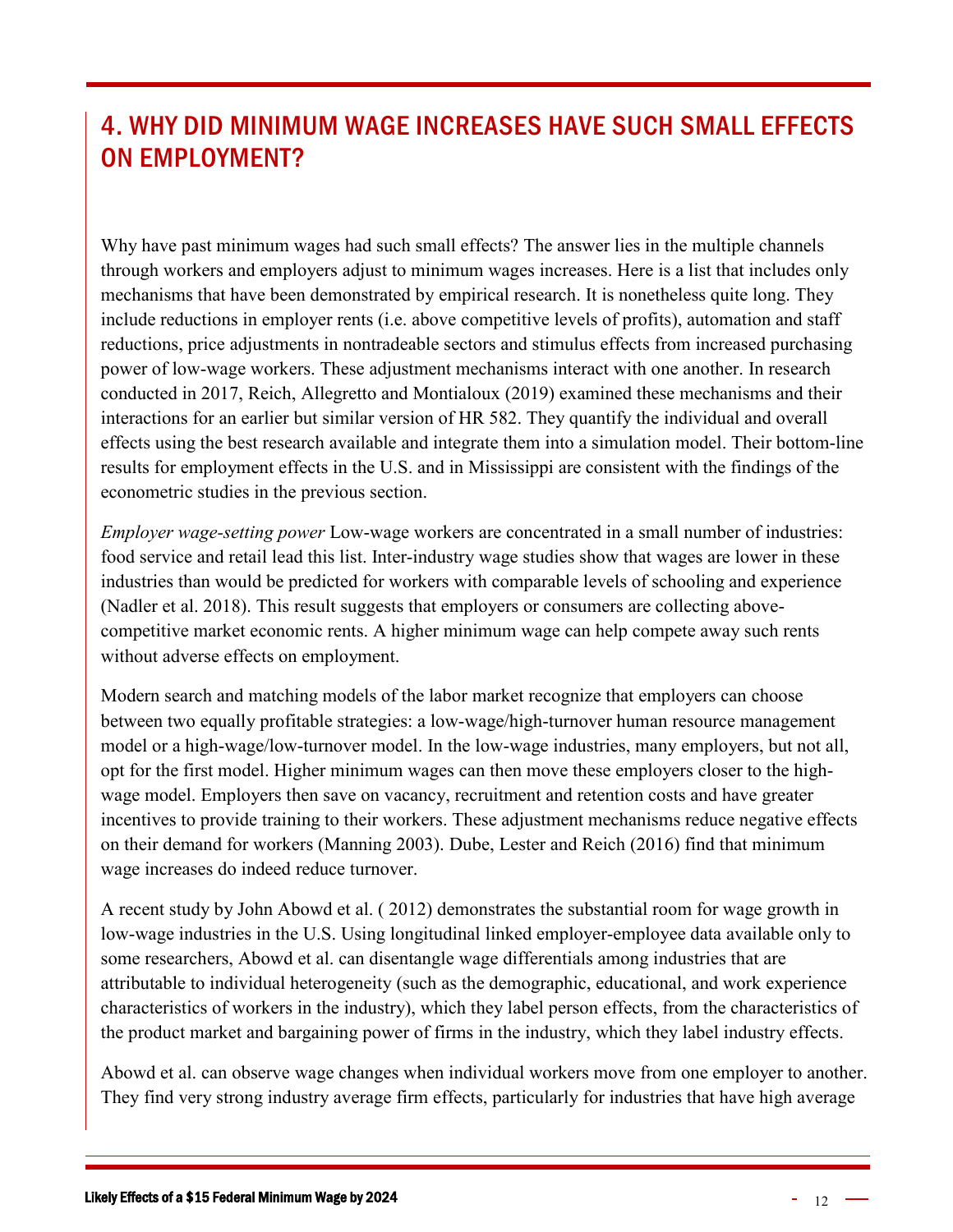## 4. WHY DID MINIMUM WAGE INCREASES HAVE SUCH SMALL EFFECTS ON EMPLOYMENT?

Why have past minimum wages had such small effects? The answer lies in the multiple channels through workers and employers adjust to minimum wages increases. Here is a list that includes only mechanisms that have been demonstrated by empirical research. It is nonetheless quite long. They include reductions in employer rents (i.e. above competitive levels of profits), automation and staff reductions, price adjustments in nontradeable sectors and stimulus effects from increased purchasing power of low-wage workers. These adjustment mechanisms interact with one another. In research conducted in 2017, Reich, Allegretto and Montialoux (2019) examined these mechanisms and their interactions for an earlier but similar version of HR 582. They quantify the individual and overall effects using the best research available and integrate them into a simulation model. Their bottom-line results for employment effects in the U.S. and in Mississippi are consistent with the findings of the econometric studies in the previous section.

*Employer wage-setting power* Low-wage workers are concentrated in a small number of industries: food service and retail lead this list. Inter-industry wage studies show that wages are lower in these industries than would be predicted for workers with comparable levels of schooling and experience (Nadler et al. 2018). This result suggests that employers or consumers are collecting above-competitive market economic rents. A higher minimum wage can help compete away such rents without adverse effects on employment.

Modern search and matching models of the labor market recognize that employers can choose between two equally profitable strategies: a low-wage/high-turnover human resource management model or a high-wage/low-turnover model. In the low-wage industries, many employers, but not all, opt for the first model. Higher minimum wages can then move these employers closer to the high-wage model. Employers then save on vacancy, recruitment and retention costs and have greater incentives to provide training to their workers. These adjustment mechanisms reduce negative effects on their demand for workers (Manning 2003). Dube, Lester and Reich (2016) find that minimum wage increases do indeed reduce turnover.

A recent study by John Abowd et al. ( 2012) demonstrates the substantial room for wage growth in low-wage industries in the U.S. Using longitudinal linked employer-employee data available only to some researchers, Abowd et al. can disentangle wage differentials among industries that are attributable to individual heterogeneity (such as the demographic, educational, and work experience characteristics of workers in the industry), which they label person effects, from the characteristics of the product market and bargaining power of firms in the industry, which they label industry effects.

Abowd et al. can observe wage changes when individual workers move from one employer to another. They find very strong industry average firm effects, particularly for industries that have high average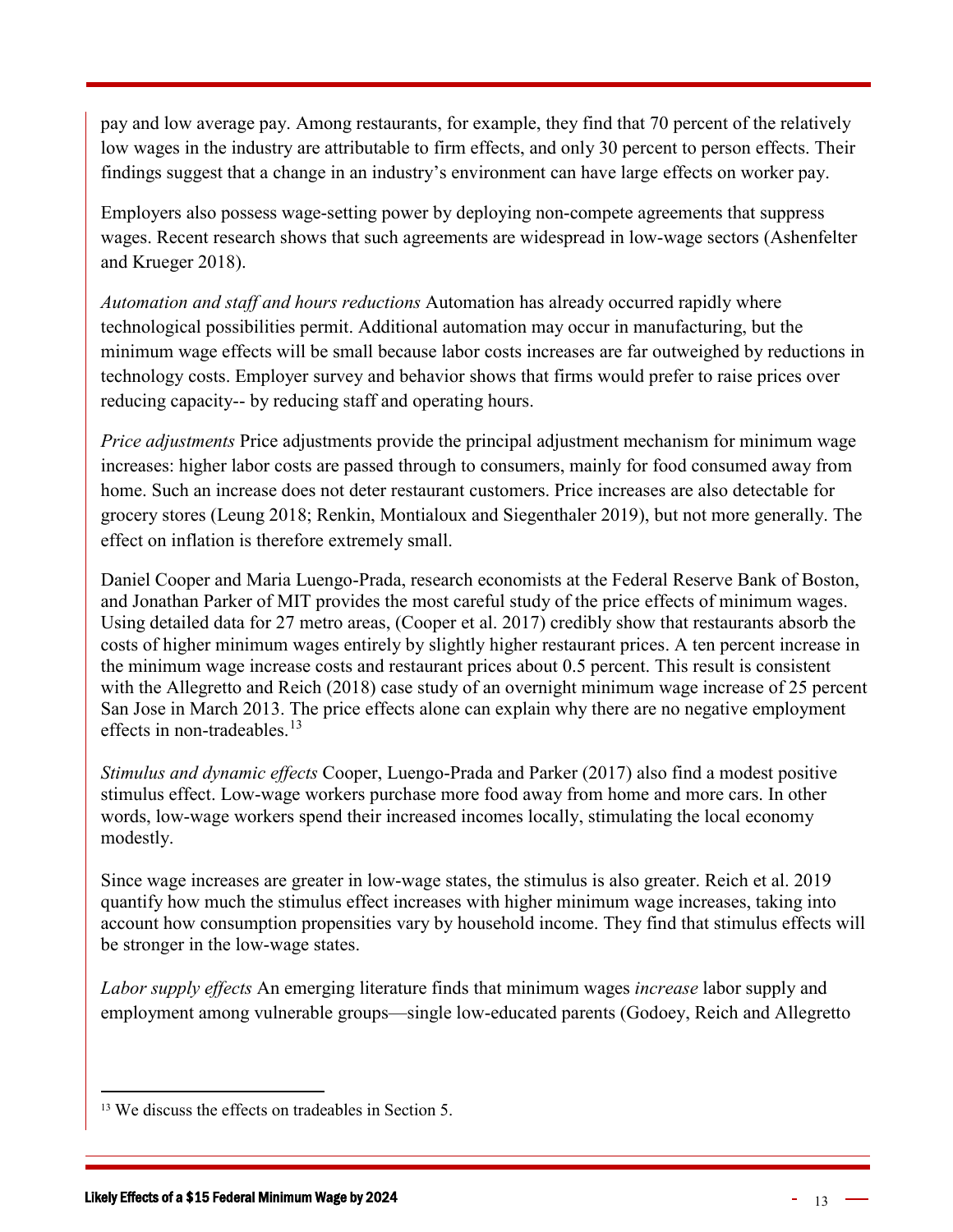pay and low average pay. Among restaurants, for example, they find that 70 percent of the relatively low wages in the industry are attributable to firm effects, and only 30 percent to person effects. Their findings suggest that a change in an industry's environment can have large effects on worker pay.

Employers also possess wage-setting power by deploying non-compete agreements that suppress wages. Recent research shows that such agreements are widespread in low-wage sectors (Ashenfelter and Krueger 2018).

*Automation and staff and hours reductions* Automation has already occurred rapidly where technological possibilities permit. Additional automation may occur in manufacturing, but the minimum wage effects will be small because labor costs increases are far outweighed by reductions in technology costs. Employer survey and behavior shows that firms would prefer to raise prices over reducing capacity-- by reducing staff and operating hours.

*Price adjustments* Price adjustments provide the principal adjustment mechanism for minimum wage increases: higher labor costs are passed through to consumers, mainly for food consumed away from home. Such an increase does not deter restaurant customers. Price increases are also detectable for grocery stores (Leung 2018; Renkin, Montialoux and Siegenthaler 2019), but not more generally. The effect on inflation is therefore extremely small.

Daniel Cooper and Maria Luengo-Prada, research economists at the Federal Reserve Bank of Boston, and Jonathan Parker of MIT provides the most careful study of the price effects of minimum wages. Using detailed data for 27 metro areas, (Cooper et al. 2017) credibly show that restaurants absorb the costs of higher minimum wages entirely by slightly higher restaurant prices. A ten percent increase in the minimum wage increase costs and restaurant prices about 0.5 percent. This result is consistent with the Allegretto and Reich (2018) case study of an overnight minimum wage increase of 25 percent San Jose in March 2013. The price effects alone can explain why there are no negative employment effects in non-tradeables.[13]

*Stimulus and dynamic effects* Cooper, Luengo-Prada and Parker (2017) also find a modest positive stimulus effect. Low-wage workers purchase more food away from home and more cars. In other words, low-wage workers spend their increased incomes locally, stimulating the local economy modestly.

Since wage increases are greater in low-wage states, the stimulus is also greater. Reich et al. 2019 quantify how much the stimulus effect increases with higher minimum wage increases, taking into account how consumption propensities vary by household income. They find that stimulus effects will be stronger in the low-wage states.

*Labor supply effects* An emerging literature finds that minimum wages *increase* labor supply and employment among vulnerable groups—single low-educated parents (Godoey, Reich and Allegretto

[13] We discuss the effects on tradeables in Section 5.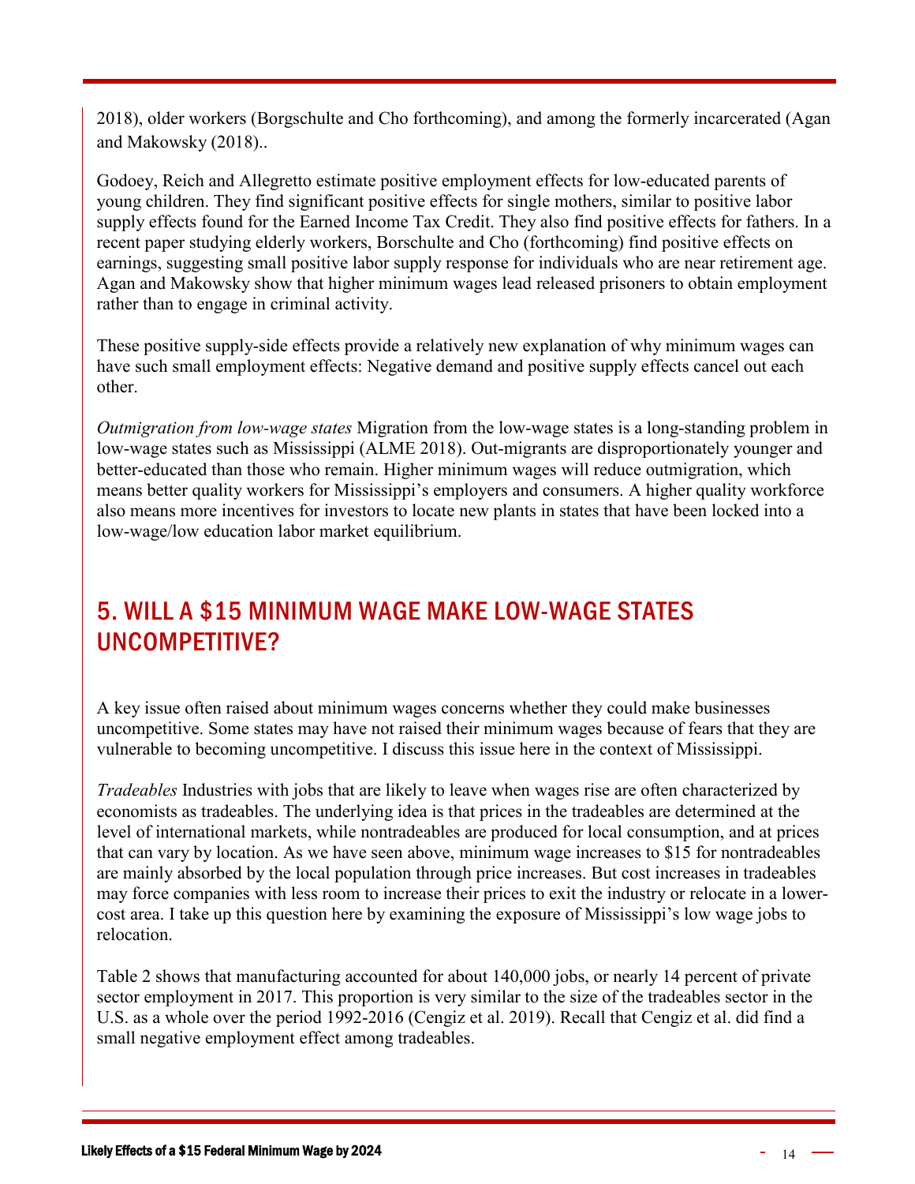2018), older workers (Borgschulte and Cho forthcoming), and among the formerly incarcerated (Agan and Makowsky (2018)..

Godoey, Reich and Allegretto estimate positive employment effects for low-educated parents of young children. They find significant positive effects for single mothers, similar to positive labor supply effects found for the Earned Income Tax Credit. They also find positive effects for fathers. In a recent paper studying elderly workers, Borschulte and Cho (forthcoming) find positive effects on earnings, suggesting small positive labor supply response for individuals who are near retirement age. Agan and Makowsky show that higher minimum wages lead released prisoners to obtain employment rather than to engage in criminal activity.

These positive supply-side effects provide a relatively new explanation of why minimum wages can have such small employment effects: Negative demand and positive supply effects cancel out each other.

*Outmigration from low-wage states* Migration from the low-wage states is a long-standing problem in low-wage states such as Mississippi (ALME 2018). Out-migrants are disproportionately younger and better-educated than those who remain. Higher minimum wages will reduce outmigration, which means better quality workers for Mississippi's employers and consumers. A higher quality workforce also means more incentives for investors to locate new plants in states that have been locked into a low-wage/low education labor market equilibrium.

## 5. WILL A $15 MINIMUM WAGE MAKE LOW-WAGE STATES UNCOMPETITIVE?

A key issue often raised about minimum wages concerns whether they could make businesses uncompetitive. Some states may have not raised their minimum wages because of fears that they are vulnerable to becoming uncompetitive. I discuss this issue here in the context of Mississippi.

*Tradeables* Industries with jobs that are likely to leave when wages rise are often characterized by economists as tradeables. The underlying idea is that prices in the tradeables are determined at the level of international markets, while nontradeables are produced for local consumption, and at prices that can vary by location. As we have seen above, minimum wage increases to $15 for nontradeables are mainly absorbed by the local population through price increases. But cost increases in tradeables may force companies with less room to increase their prices to exit the industry or relocate in a lower-cost area. I take up this question here by examining the exposure of Mississippi's low wage jobs to relocation.

Table 2 shows that manufacturing accounted for about 140,000 jobs, or nearly 14 percent of private sector employment in 2017. This proportion is very similar to the size of the tradeables sector in the U.S. as a whole over the period 1992-2016 (Cengiz et al. 2019). Recall that Cengiz et al. did find a small negative employment effect among tradeables.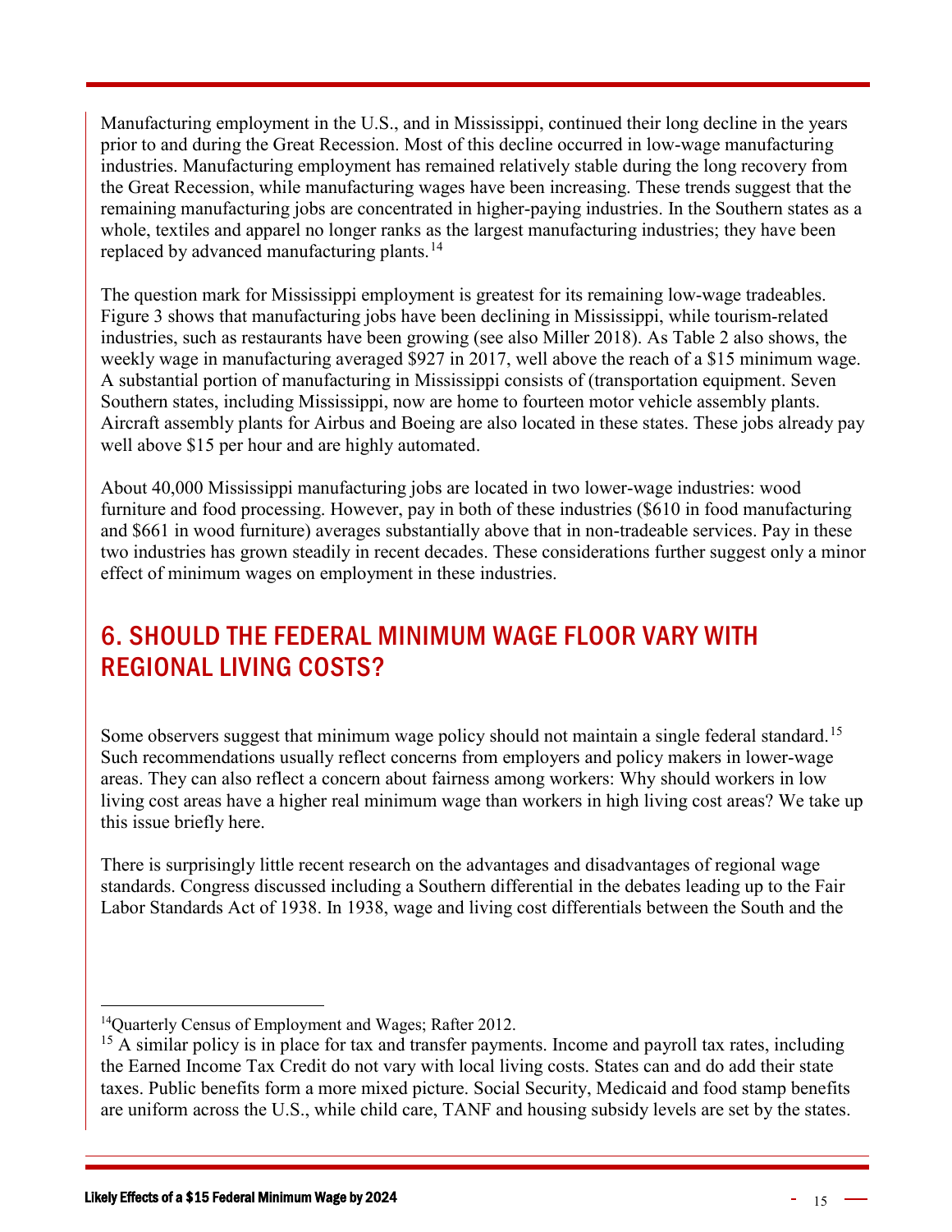Manufacturing employment in the U.S., and in Mississippi, continued their long decline in the years prior to and during the Great Recession. Most of this decline occurred in low-wage manufacturing industries. Manufacturing employment has remained relatively stable during the long recovery from the Great Recession, while manufacturing wages have been increasing. These trends suggest that the remaining manufacturing jobs are concentrated in higher-paying industries. In the Southern states as a whole, textiles and apparel no longer ranks as the largest manufacturing industries; they have been replaced by advanced manufacturing plants.[14]

The question mark for Mississippi employment is greatest for its remaining low-wage tradeables. Figure 3 shows that manufacturing jobs have been declining in Mississippi, while tourism-related industries, such as restaurants have been growing (see also Miller 2018). As Table 2 also shows, the weekly wage in manufacturing averaged $927 in 2017, well above the reach of a $15 minimum wage. A substantial portion of manufacturing in Mississippi consists of (transportation equipment. Seven Southern states, including Mississippi, now are home to fourteen motor vehicle assembly plants. Aircraft assembly plants for Airbus and Boeing are also located in these states. These jobs already pay well above $15 per hour and are highly automated.

About 40,000 Mississippi manufacturing jobs are located in two lower-wage industries: wood furniture and food processing. However, pay in both of these industries ($610 in food manufacturing and $661 in wood furniture) averages substantially above that in non-tradeable services. Pay in these two industries has grown steadily in recent decades. These considerations further suggest only a minor effect of minimum wages on employment in these industries.

## 6. SHOULD THE FEDERAL MINIMUM WAGE FLOOR VARY WITH REGIONAL LIVING COSTS?

Some observers suggest that minimum wage policy should not maintain a single federal standard.[15] Such recommendations usually reflect concerns from employers and policy makers in lower-wage areas. They can also reflect a concern about fairness among workers: Why should workers in low living cost areas have a higher real minimum wage than workers in high living cost areas? We take up this issue briefly here.

There is surprisingly little recent research on the advantages and disadvantages of regional wage standards. Congress discussed including a Southern differential in the debates leading up to the Fair Labor Standards Act of 1938. In 1938, wage and living cost differentials between the South and the

---

[14] Quarterly Census of Employment and Wages; Rafter 2012.

[15] A similar policy is in place for tax and transfer payments. Income and payroll tax rates, including the Earned Income Tax Credit do not vary with local living costs. States can and do add their state taxes. Public benefits form a more mixed picture. Social Security, Medicaid and food stamp benefits are uniform across the U.S., while child care, TANF and housing subsidy levels are set by the states.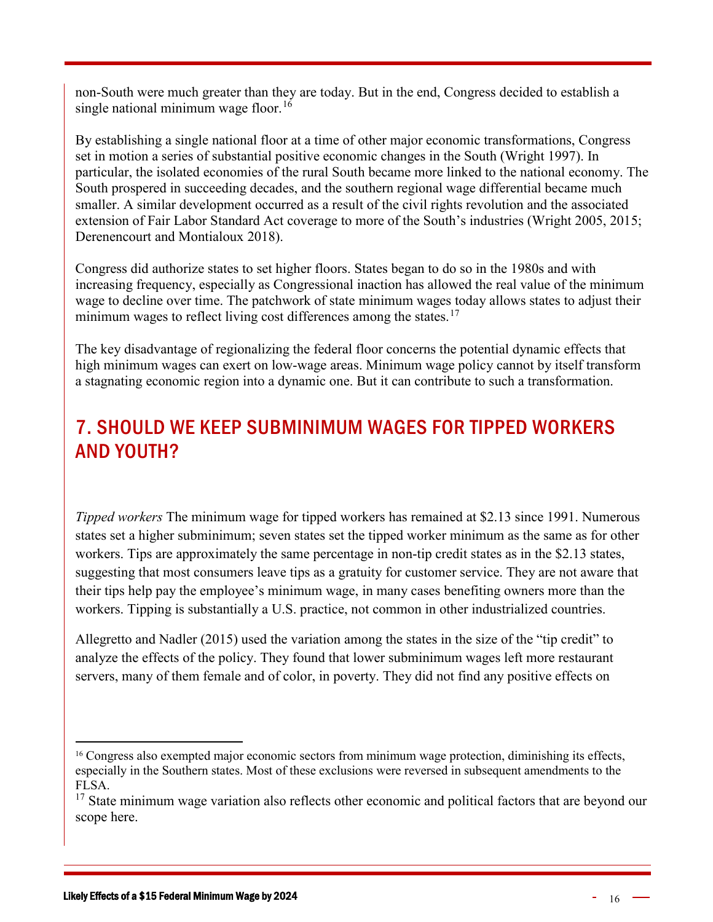non-South were much greater than they are today. But in the end, Congress decided to establish a single national minimum wage floor.[16]

By establishing a single national floor at a time of other major economic transformations, Congress set in motion a series of substantial positive economic changes in the South (Wright 1997). In particular, the isolated economies of the rural South became more linked to the national economy. The South prospered in succeeding decades, and the southern regional wage differential became much smaller. A similar development occurred as a result of the civil rights revolution and the associated extension of Fair Labor Standard Act coverage to more of the South's industries (Wright 2005, 2015; Derenencourt and Montialoux 2018).

Congress did authorize states to set higher floors. States began to do so in the 1980s and with increasing frequency, especially as Congressional inaction has allowed the real value of the minimum wage to decline over time. The patchwork of state minimum wages today allows states to adjust their minimum wages to reflect living cost differences among the states.[17]

The key disadvantage of regionalizing the federal floor concerns the potential dynamic effects that high minimum wages can exert on low-wage areas. Minimum wage policy cannot by itself transform a stagnating economic region into a dynamic one. But it can contribute to such a transformation.

## 7. SHOULD WE KEEP SUBMINIMUM WAGES FOR TIPPED WORKERS AND YOUTH?

*Tipped workers* The minimum wage for tipped workers has remained at $2.13 since 1991. Numerous states set a higher subminimum; seven states set the tipped worker minimum as the same as for other workers. Tips are approximately the same percentage in non-tip credit states as in the $2.13 states, suggesting that most consumers leave tips as a gratuity for customer service. They are not aware that their tips help pay the employee's minimum wage, in many cases benefiting owners more than the workers. Tipping is substantially a U.S. practice, not common in other industrialized countries.

Allegretto and Nadler (2015) used the variation among the states in the size of the "tip credit" to analyze the effects of the policy. They found that lower subminimum wages left more restaurant servers, many of them female and of color, in poverty. They did not find any positive effects on

---

[16] Congress also exempted major economic sectors from minimum wage protection, diminishing its effects, especially in the Southern states. Most of these exclusions were reversed in subsequent amendments to the FLSA.

[17] State minimum wage variation also reflects other economic and political factors that are beyond our scope here.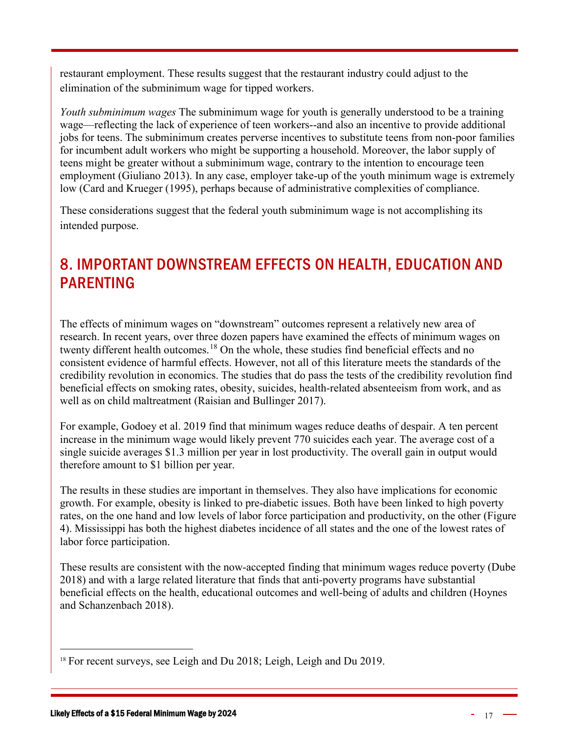restaurant employment. These results suggest that the restaurant industry could adjust to the elimination of the subminimum wage for tipped workers.

*Youth subminimum wages* The subminimum wage for youth is generally understood to be a training wage—reflecting the lack of experience of teen workers--and also an incentive to provide additional jobs for teens. The subminimum creates perverse incentives to substitute teens from non-poor families for incumbent adult workers who might be supporting a household. Moreover, the labor supply of teens might be greater without a subminimum wage, contrary to the intention to encourage teen employment (Giuliano 2013). In any case, employer take-up of the youth minimum wage is extremely low (Card and Krueger (1995), perhaps because of administrative complexities of compliance.

These considerations suggest that the federal youth subminimum wage is not accomplishing its intended purpose.

## 8. IMPORTANT DOWNSTREAM EFFECTS ON HEALTH, EDUCATION AND PARENTING

The effects of minimum wages on "downstream" outcomes represent a relatively new area of research. In recent years, over three dozen papers have examined the effects of minimum wages on twenty different health outcomes.[18] On the whole, these studies find beneficial effects and no consistent evidence of harmful effects. However, not all of this literature meets the standards of the credibility revolution in economics. The studies that do pass the tests of the credibility revolution find beneficial effects on smoking rates, obesity, suicides, health-related absenteeism from work, and as well as on child maltreatment (Raisian and Bullinger 2017).

For example, Godoey et al. 2019 find that minimum wages reduce deaths of despair. A ten percent increase in the minimum wage would likely prevent 770 suicides each year. The average cost of a single suicide averages $1.3 million per year in lost productivity. The overall gain in output would therefore amount to $1 billion per year.

The results in these studies are important in themselves. They also have implications for economic growth. For example, obesity is linked to pre-diabetic issues. Both have been linked to high poverty rates, on the one hand and low levels of labor force participation and productivity, on the other (Figure 4). Mississippi has both the highest diabetes incidence of all states and the one of the lowest rates of labor force participation.

These results are consistent with the now-accepted finding that minimum wages reduce poverty (Dube 2018) and with a large related literature that finds that anti-poverty programs have substantial beneficial effects on the health, educational outcomes and well-being of adults and children (Hoynes and Schanzenbach 2018).

[18] For recent surveys, see Leigh and Du 2018; Leigh, Leigh and Du 2019.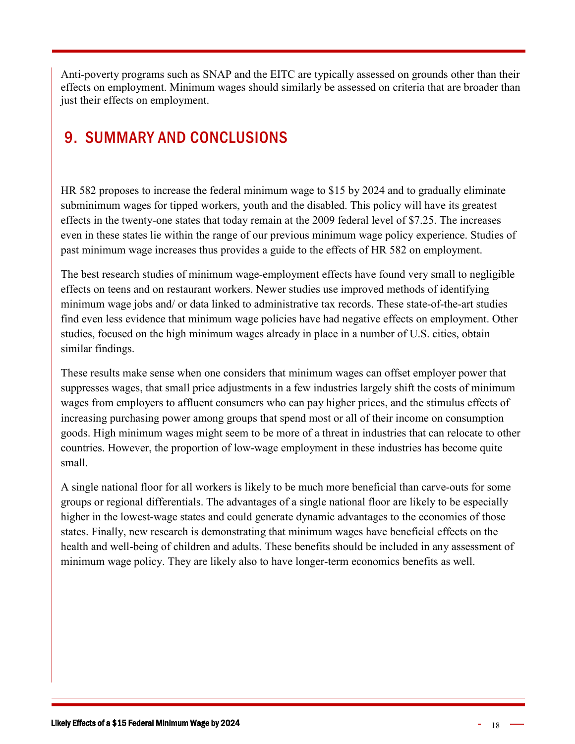Anti-poverty programs such as SNAP and the EITC are typically assessed on grounds other than their effects on employment. Minimum wages should similarly be assessed on criteria that are broader than just their effects on employment.

## 9. SUMMARY AND CONCLUSIONS

HR 582 proposes to increase the federal minimum wage to $15 by 2024 and to gradually eliminate subminimum wages for tipped workers, youth and the disabled. This policy will have its greatest effects in the twenty-one states that today remain at the 2009 federal level of $7.25. The increases even in these states lie within the range of our previous minimum wage policy experience. Studies of past minimum wage increases thus provides a guide to the effects of HR 582 on employment.

The best research studies of minimum wage-employment effects have found very small to negligible effects on teens and on restaurant workers. Newer studies use improved methods of identifying minimum wage jobs and/ or data linked to administrative tax records. These state-of-the-art studies find even less evidence that minimum wage policies have had negative effects on employment. Other studies, focused on the high minimum wages already in place in a number of U.S. cities, obtain similar findings.

These results make sense when one considers that minimum wages can offset employer power that suppresses wages, that small price adjustments in a few industries largely shift the costs of minimum wages from employers to affluent consumers who can pay higher prices, and the stimulus effects of increasing purchasing power among groups that spend most or all of their income on consumption goods. High minimum wages might seem to be more of a threat in industries that can relocate to other countries. However, the proportion of low-wage employment in these industries has become quite small.

A single national floor for all workers is likely to be much more beneficial than carve-outs for some groups or regional differentials. The advantages of a single national floor are likely to be especially higher in the lowest-wage states and could generate dynamic advantages to the economies of those states. Finally, new research is demonstrating that minimum wages have beneficial effects on the health and well-being of children and adults. These benefits should be included in any assessment of minimum wage policy. They are likely also to have longer-term economics benefits as well.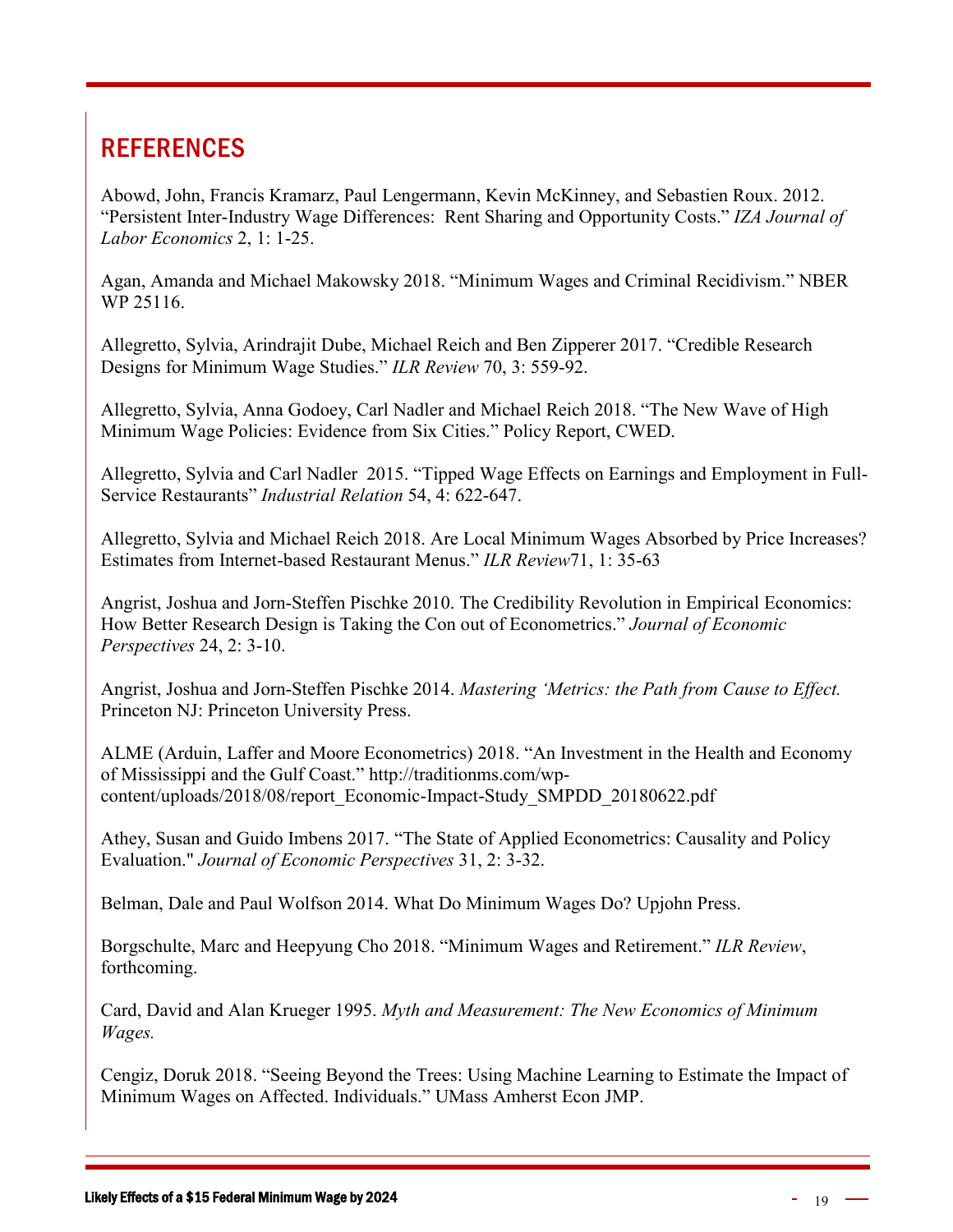## REFERENCES

Abowd, John, Francis Kramarz, Paul Lengermann, Kevin McKinney, and Sebastien Roux. 2012. "Persistent Inter-Industry Wage Differences: Rent Sharing and Opportunity Costs." *IZA Journal of Labor Economics* 2, 1: 1-25.

Agan, Amanda and Michael Makowsky 2018. "Minimum Wages and Criminal Recidivism." NBER WP 25116.

Allegretto, Sylvia, Arindrajit Dube, Michael Reich and Ben Zipperer 2017. "Credible Research Designs for Minimum Wage Studies." *ILR Review* 70, 3: 559-92.

Allegretto, Sylvia, Anna Godoey, Carl Nadler and Michael Reich 2018. "The New Wave of High Minimum Wage Policies: Evidence from Six Cities." Policy Report, CWED.

Allegretto, Sylvia and Carl Nadler 2015. "Tipped Wage Effects on Earnings and Employment in Full-Service Restaurants" *Industrial Relation* 54, 4: 622-647.

Allegretto, Sylvia and Michael Reich 2018. Are Local Minimum Wages Absorbed by Price Increases? Estimates from Internet-based Restaurant Menus." *ILR Review*71, 1: 35-63

Angrist, Joshua and Jorn-Steffen Pischke 2010. The Credibility Revolution in Empirical Economics: How Better Research Design is Taking the Con out of Econometrics." *Journal of Economic Perspectives* 24, 2: 3-10.

Angrist, Joshua and Jorn-Steffen Pischke 2014. *Mastering 'Metrics: the Path from Cause to Effect.* Princeton NJ: Princeton University Press.

ALME (Arduin, Laffer and Moore Econometrics) 2018. "An Investment in the Health and Economy of Mississippi and the Gulf Coast." http://traditionms.com/wp-content/uploads/2018/08/report_Economic-Impact-Study_SMPDD_20180622.pdf

Athey, Susan and Guido Imbens 2017. "The State of Applied Econometrics: Causality and Policy Evaluation." *Journal of Economic Perspectives* 31, 2: 3-32.

Belman, Dale and Paul Wolfson 2014. What Do Minimum Wages Do? Upjohn Press.

Borgschulte, Marc and Heepyung Cho 2018. "Minimum Wages and Retirement." *ILR Review*, forthcoming.

Card, David and Alan Krueger 1995. *Myth and Measurement: The New Economics of Minimum Wages.*

Cengiz, Doruk 2018. "Seeing Beyond the Trees: Using Machine Learning to Estimate the Impact of Minimum Wages on Affected. Individuals." UMass Amherst Econ JMP.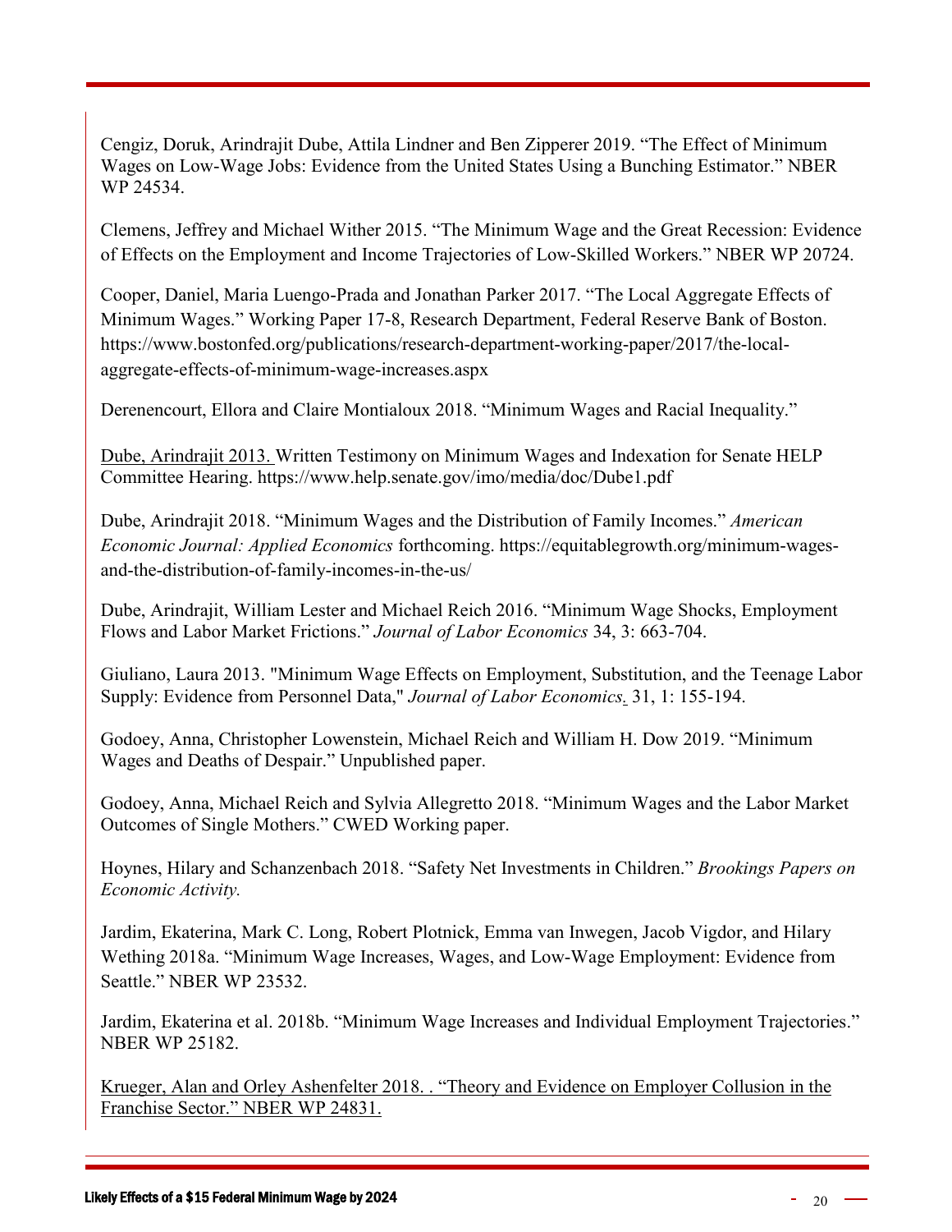Cengiz, Doruk, Arindrajit Dube, Attila Lindner and Ben Zipperer 2019. "The Effect of Minimum Wages on Low-Wage Jobs: Evidence from the United States Using a Bunching Estimator." NBER WP 24534.

Clemens, Jeffrey and Michael Wither 2015. "The Minimum Wage and the Great Recession: Evidence of Effects on the Employment and Income Trajectories of Low-Skilled Workers." NBER WP 20724.

Cooper, Daniel, Maria Luengo-Prada and Jonathan Parker 2017. "The Local Aggregate Effects of Minimum Wages." Working Paper 17-8, Research Department, Federal Reserve Bank of Boston. https://www.bostonfed.org/publications/research-department-working-paper/2017/the-local-aggregate-effects-of-minimum-wage-increases.aspx

Derenencourt, Ellora and Claire Montialoux 2018. "Minimum Wages and Racial Inequality."

Dube, Arindrajit 2013. Written Testimony on Minimum Wages and Indexation for Senate HELP Committee Hearing. https://www.help.senate.gov/imo/media/doc/Dube1.pdf

Dube, Arindrajit 2018. "Minimum Wages and the Distribution of Family Incomes." *American Economic Journal: Applied Economics* forthcoming. https://equitablegrowth.org/minimum-wages-and-the-distribution-of-family-incomes-in-the-us/

Dube, Arindrajit, William Lester and Michael Reich 2016. "Minimum Wage Shocks, Employment Flows and Labor Market Frictions." *Journal of Labor Economics* 34, 3: 663-704.

Giuliano, Laura 2013. "Minimum Wage Effects on Employment, Substitution, and the Teenage Labor Supply: Evidence from Personnel Data," *Journal of Labor Economics.* 31, 1: 155-194.

Godoey, Anna, Christopher Lowenstein, Michael Reich and William H. Dow 2019. "Minimum Wages and Deaths of Despair." Unpublished paper.

Godoey, Anna, Michael Reich and Sylvia Allegretto 2018. "Minimum Wages and the Labor Market Outcomes of Single Mothers." CWED Working paper.

Hoynes, Hilary and Schanzenbach 2018. "Safety Net Investments in Children." *Brookings Papers on Economic Activity.*

Jardim, Ekaterina, Mark C. Long, Robert Plotnick, Emma van Inwegen, Jacob Vigdor, and Hilary Wething 2018a. "Minimum Wage Increases, Wages, and Low-Wage Employment: Evidence from Seattle." NBER WP 23532.

Jardim, Ekaterina et al. 2018b. "Minimum Wage Increases and Individual Employment Trajectories." NBER WP 25182.

Krueger, Alan and Orley Ashenfelter 2018. . "Theory and Evidence on Employer Collusion in the Franchise Sector." NBER WP 24831.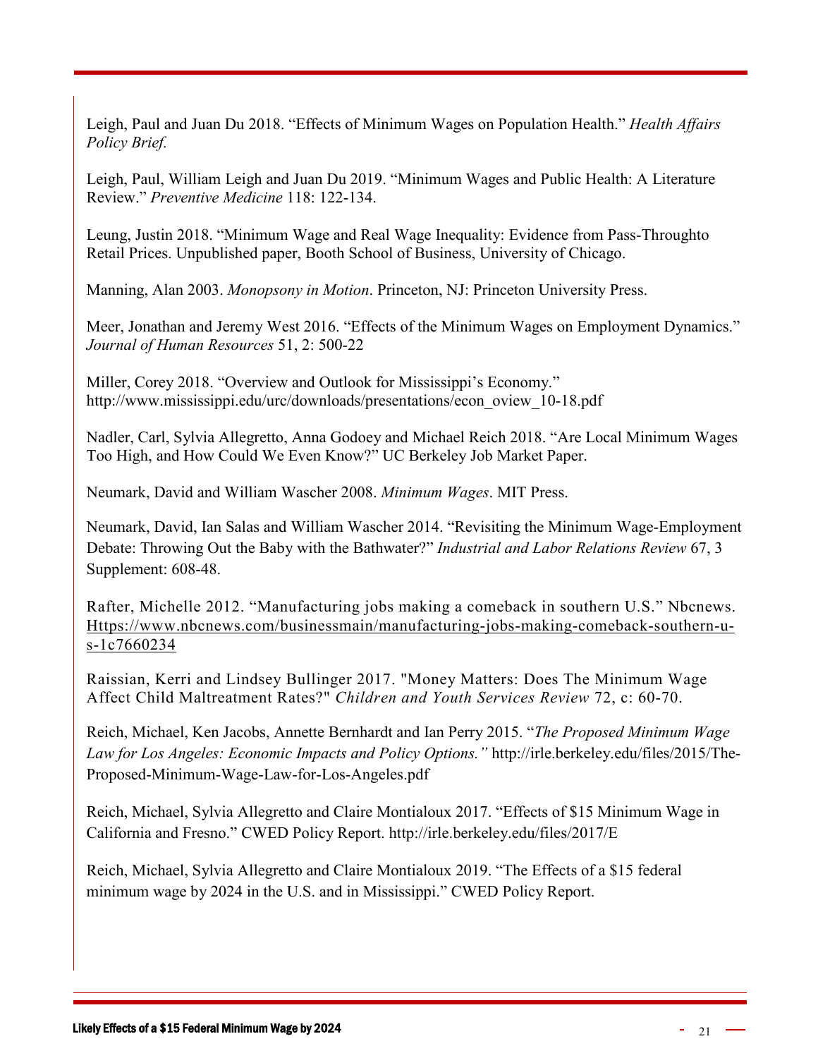Leigh, Paul and Juan Du 2018. "Effects of Minimum Wages on Population Health." *Health Affairs Policy Brief.*

Leigh, Paul, William Leigh and Juan Du 2019. "Minimum Wages and Public Health: A Literature Review." *Preventive Medicine* 118: 122-134.

Leung, Justin 2018. "Minimum Wage and Real Wage Inequality: Evidence from Pass-Throughto Retail Prices. Unpublished paper, Booth School of Business, University of Chicago.

Manning, Alan 2003. *Monopsony in Motion*. Princeton, NJ: Princeton University Press.

Meer, Jonathan and Jeremy West 2016. "Effects of the Minimum Wages on Employment Dynamics." *Journal of Human Resources* 51, 2: 500-22

Miller, Corey 2018. "Overview and Outlook for Mississippi's Economy." http://www.mississippi.edu/urc/downloads/presentations/econ_oview_10-18.pdf

Nadler, Carl, Sylvia Allegretto, Anna Godoey and Michael Reich 2018. "Are Local Minimum Wages Too High, and How Could We Even Know?" UC Berkeley Job Market Paper.

Neumark, David and William Wascher 2008. *Minimum Wages*. MIT Press.

Neumark, David, Ian Salas and William Wascher 2014. "Revisiting the Minimum Wage-Employment Debate: Throwing Out the Baby with the Bathwater?" *Industrial and Labor Relations Review* 67, 3 Supplement: 608-48.

Rafter, Michelle 2012. "Manufacturing jobs making a comeback in southern U.S." Nbcnews. Https://www.nbcnews.com/businessmain/manufacturing-jobs-making-comeback-southern-u-s-1c7660234

Raissian, Kerri and Lindsey Bullinger 2017. "Money Matters: Does The Minimum Wage Affect Child Maltreatment Rates?" *Children and Youth Services Review* 72, c: 60-70.

Reich, Michael, Ken Jacobs, Annette Bernhardt and Ian Perry 2015. "*The Proposed Minimum Wage Law for Los Angeles: Economic Impacts and Policy Options."* http://irle.berkeley.edu/files/2015/The-Proposed-Minimum-Wage-Law-for-Los-Angeles.pdf

Reich, Michael, Sylvia Allegretto and Claire Montialoux 2017. "Effects of $15 Minimum Wage in California and Fresno." CWED Policy Report. http://irle.berkeley.edu/files/2017/E

Reich, Michael, Sylvia Allegretto and Claire Montialoux 2019. "The Effects of a $15 federal minimum wage by 2024 in the U.S. and in Mississippi." CWED Policy Report.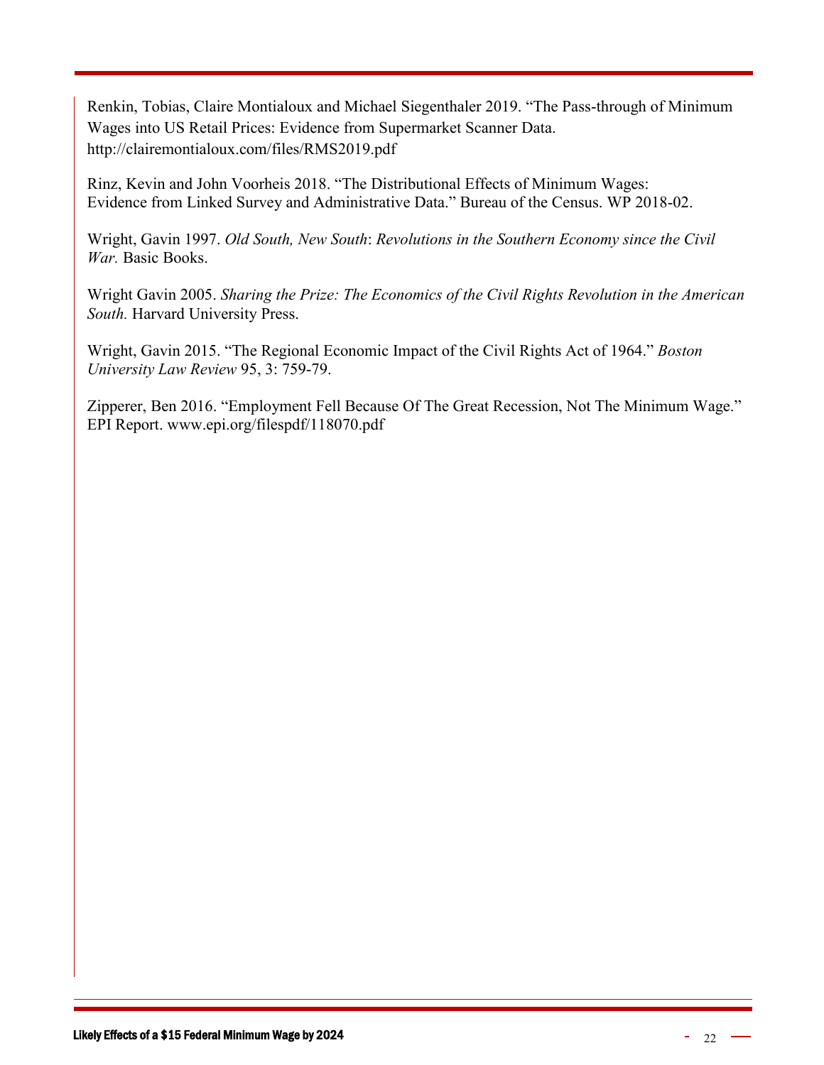Renkin, Tobias, Claire Montialoux and Michael Siegenthaler 2019. "The Pass-through of Minimum Wages into US Retail Prices: Evidence from Supermarket Scanner Data. http://clairemontialoux.com/files/RMS2019.pdf

Rinz, Kevin and John Voorheis 2018. "The Distributional Effects of Minimum Wages: Evidence from Linked Survey and Administrative Data." Bureau of the Census. WP 2018-02.

Wright, Gavin 1997. *Old South, New South*: *Revolutions in the Southern Economy since the Civil War.* Basic Books.

Wright Gavin 2005. *Sharing the Prize: The Economics of the Civil Rights Revolution in the American South.* Harvard University Press.

Wright, Gavin 2015. "The Regional Economic Impact of the Civil Rights Act of 1964." *Boston University Law Review* 95, 3: 759-79.

Zipperer, Ben 2016. "Employment Fell Because Of The Great Recession, Not The Minimum Wage." EPI Report. www.epi.org/filespdf/118070.pdf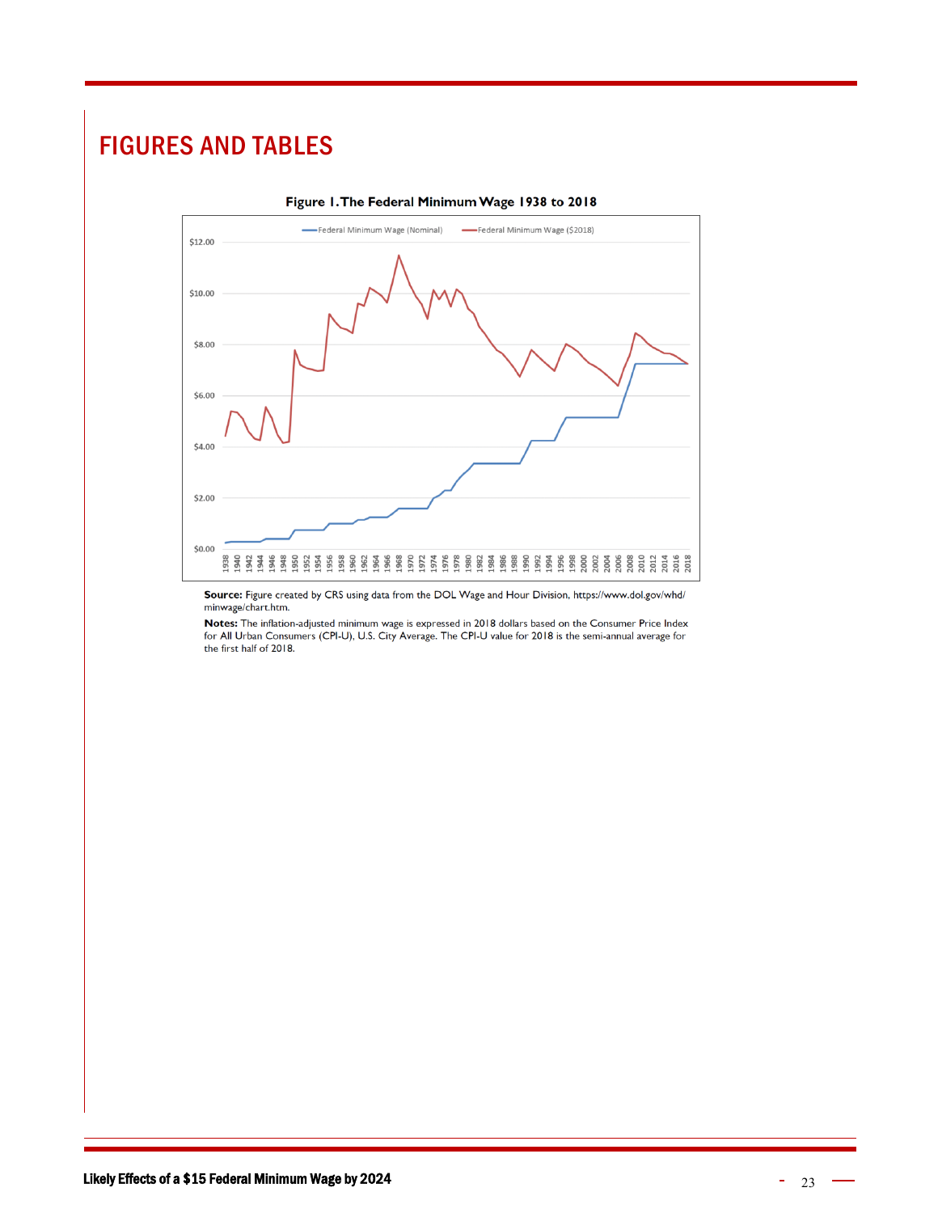# FIGURES AND TABLES

**Figure 1. The Federal Minimum Wage 1938 to 2018**

**Source:** Figure created by CRS using data from the DOL Wage and Hour Division, https://www.dol.gov/whd/minwage/chart.htm.

**Notes:** The inflation-adjusted minimum wage is expressed in 2018 dollars based on the Consumer Price Index for All Urban Consumers (CPI-U), U.S. City Average. The CPI-U value for 2018 is the semi-annual average for the first half of 2018.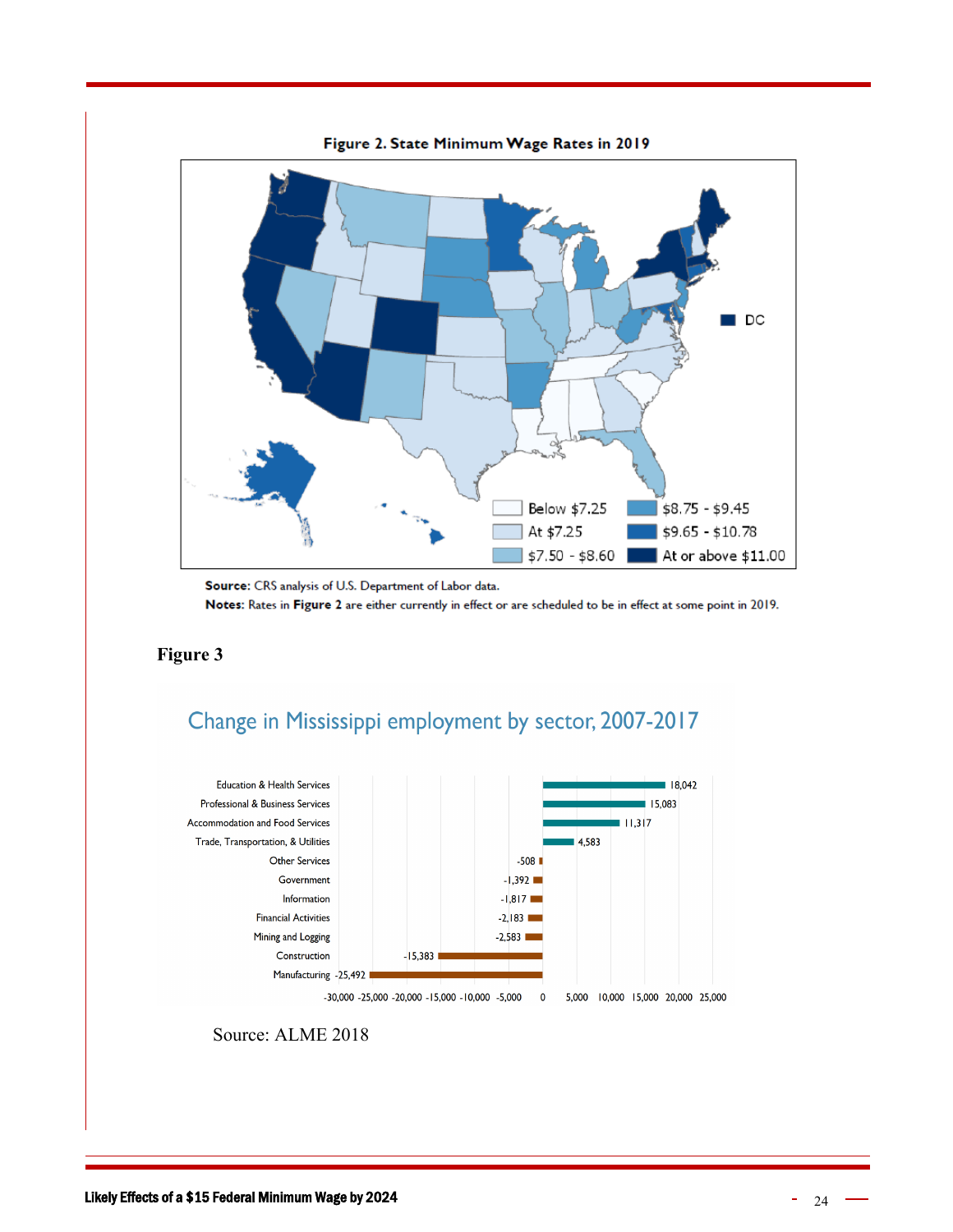**Figure 2. State Minimum Wage Rates in 2019**

**Source:** CRS analysis of U.S. Department of Labor data.

**Notes:** Rates in **Figure 2** are either currently in effect or are scheduled to be in effect at some point in 2019.

**Figure 3**

Change in Mississippi employment by sector, 2007-2017

| Sector | Change |
|---|---|
| Education & Health Services | 18,042 |
| Professional & Business Services | 15,083 |
| Accommodation and Food Services | 11,317 |
| Trade, Transportation, & Utilities | 4,583 |
| Other Services | -508 |
| Government | -1,392 |
| Information | -1,817 |
| Financial Activities | -2,183 |
| Mining and Logging | -2,583 |
| Construction | -15,383 |
| Manufacturing | -25,492 |

Source: ALME 2018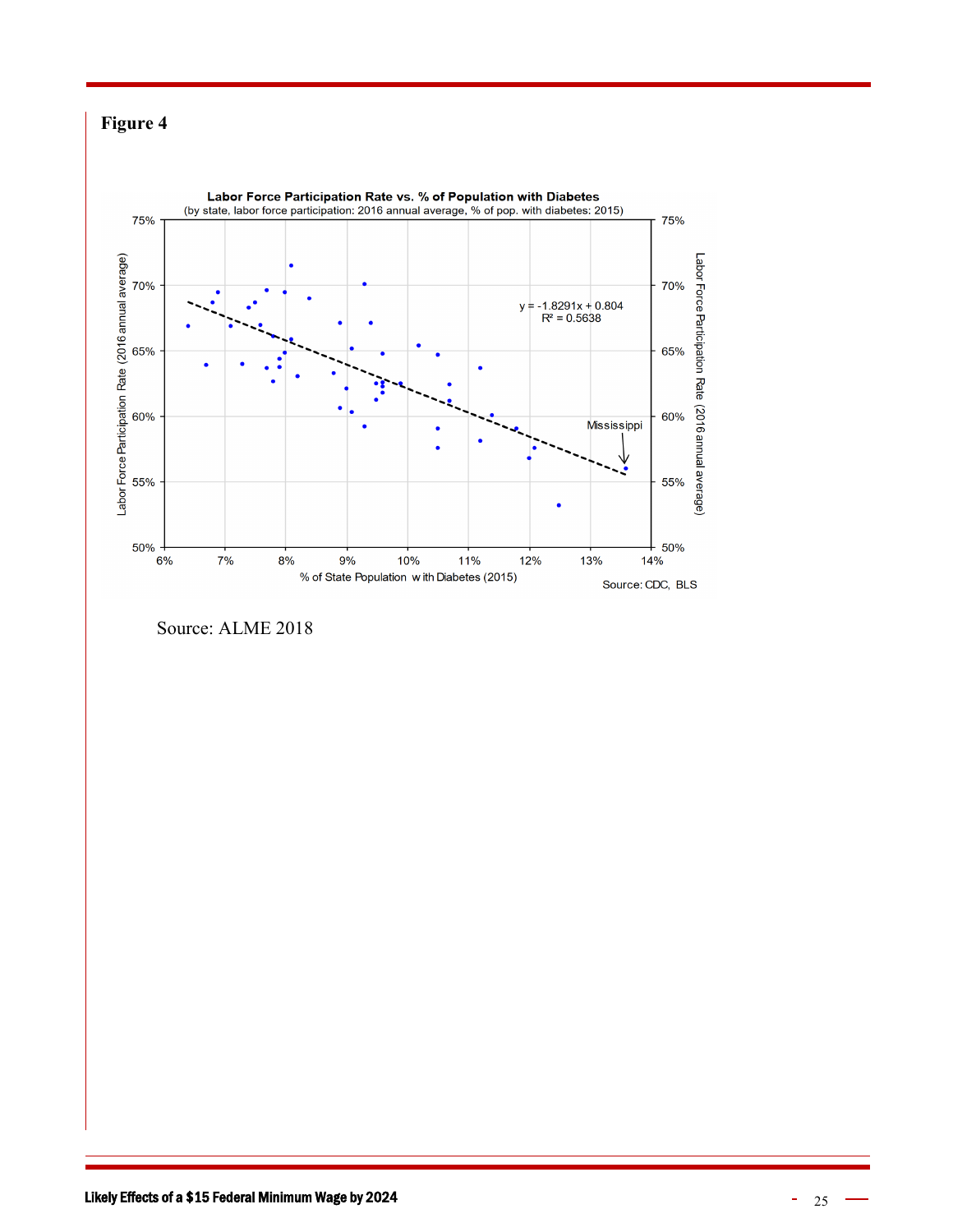**Figure 4**

Labor Force Participation Rate vs. % of Population with Diabetes
(by state, labor force participation: 2016 annual average, % of pop. with diabetes: 2015)

$y = -1.8291x + 0.804$
$R^2 = 0.5638$

Source: CDC, BLS

Source: ALME 2018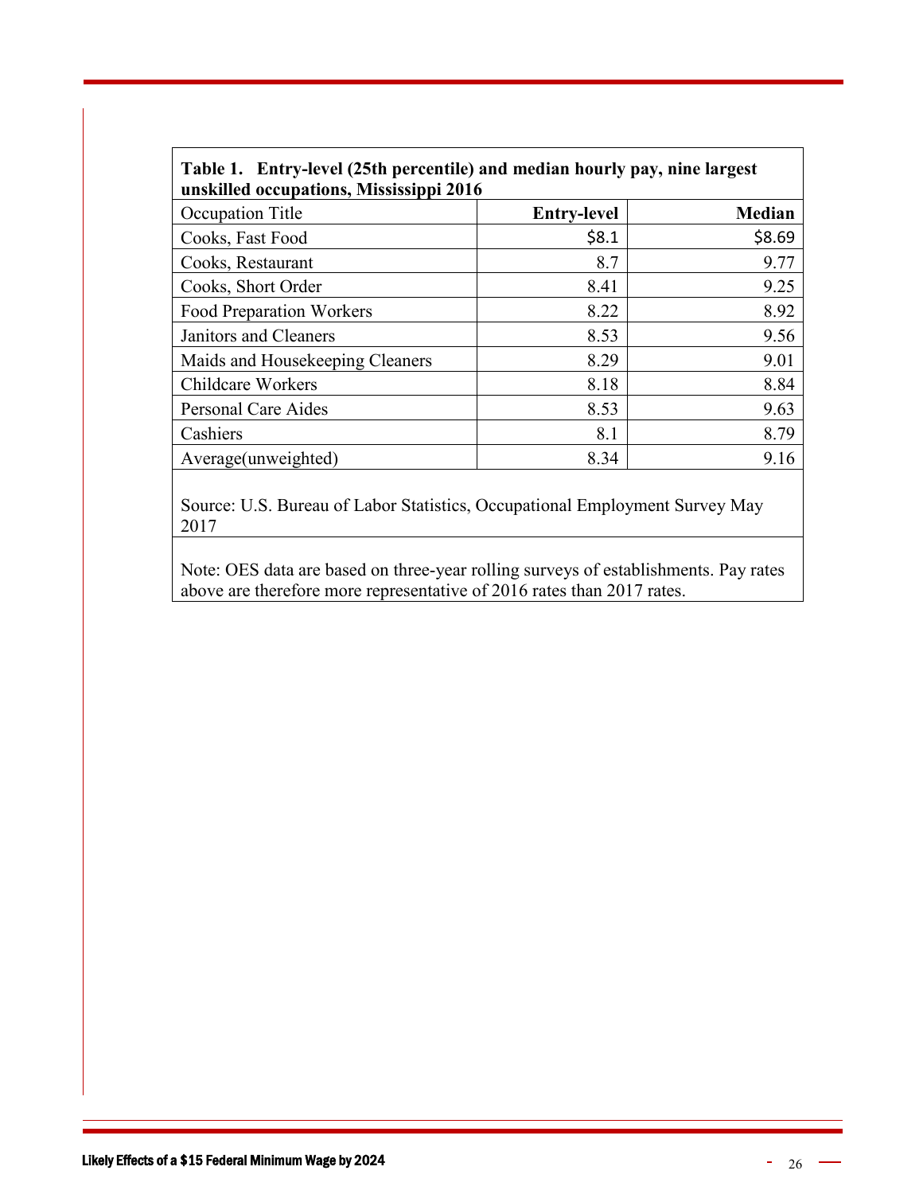**Table 1. Entry-level (25th percentile) and median hourly pay, nine largest unskilled occupations, Mississippi 2016**

| Occupation Title | Entry-level | Median |
|---|---|---|
| Cooks, Fast Food | $8.1 | $8.69 |
| Cooks, Restaurant | 8.7 | 9.77 |
| Cooks, Short Order | 8.41 | 9.25 |
| Food Preparation Workers | 8.22 | 8.92 |
| Janitors and Cleaners | 8.53 | 9.56 |
| Maids and Housekeeping Cleaners | 8.29 | 9.01 |
| Childcare Workers | 8.18 | 8.84 |
| Personal Care Aides | 8.53 | 9.63 |
| Cashiers | 8.1 | 8.79 |
| Average(unweighted) | 8.34 | 9.16 |

Source: U.S. Bureau of Labor Statistics, Occupational Employment Survey May 2017

Note: OES data are based on three-year rolling surveys of establishments. Pay rates above are therefore more representative of 2016 rates than 2017 rates.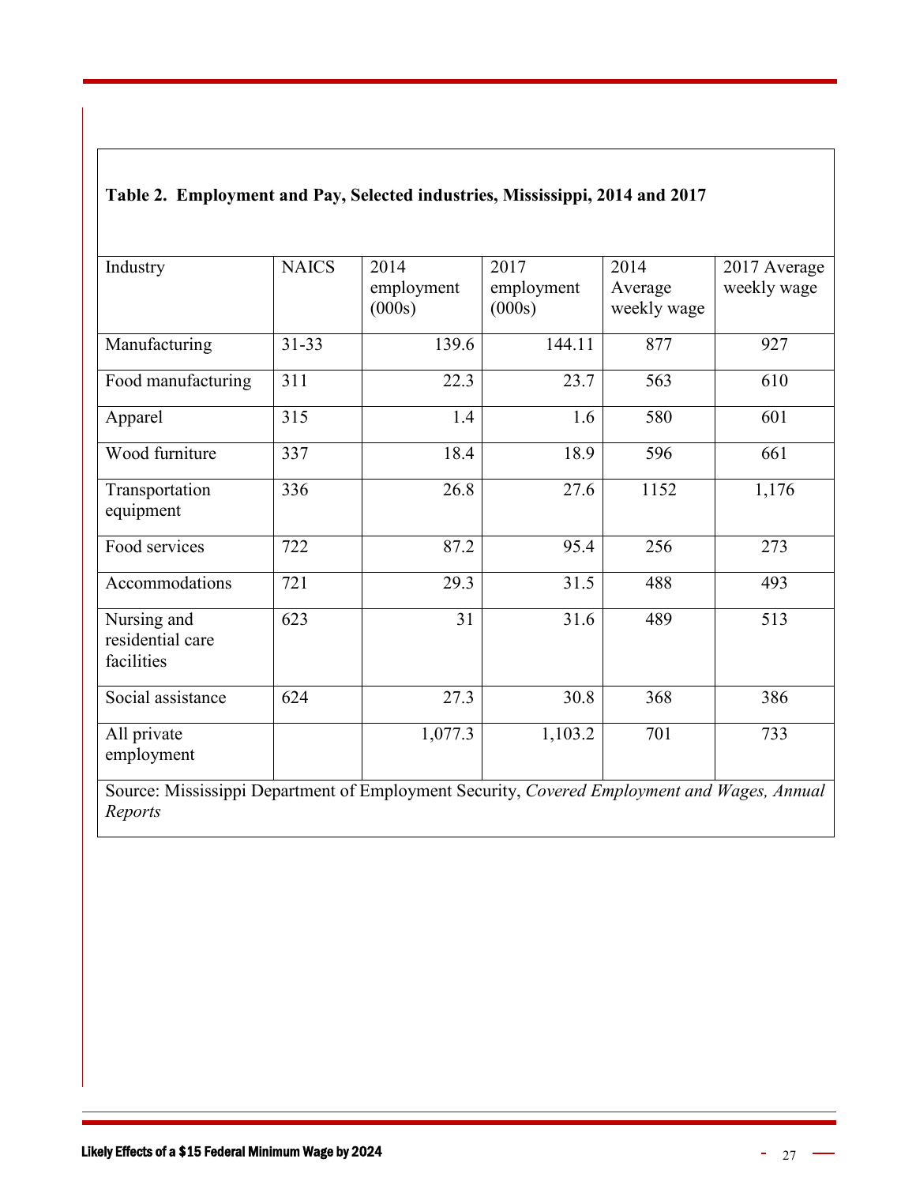**Table 2. Employment and Pay, Selected industries, Mississippi, 2014 and 2017**

| Industry | NAICS | 2014 employment (000s) | 2017 employment (000s) | 2014 Average weekly wage | 2017 Average weekly wage |
|---|---|---|---|---|---|
| Manufacturing | 31-33 | 139.6 | 144.11 | 877 | 927 |
| Food manufacturing | 311 | 22.3 | 23.7 | 563 | 610 |
| Apparel | 315 | 1.4 | 1.6 | 580 | 601 |
| Wood furniture | 337 | 18.4 | 18.9 | 596 | 661 |
| Transportation equipment | 336 | 26.8 | 27.6 | 1152 | 1,176 |
| Food services | 722 | 87.2 | 95.4 | 256 | 273 |
| Accommodations | 721 | 29.3 | 31.5 | 488 | 493 |
| Nursing and residential care facilities | 623 | 31 | 31.6 | 489 | 513 |
| Social assistance | 624 | 27.3 | 30.8 | 368 | 386 |
| All private employment | | 1,077.3 | 1,103.2 | 701 | 733 |

Source: Mississippi Department of Employment Security, *Covered Employment and Wages, Annual Reports*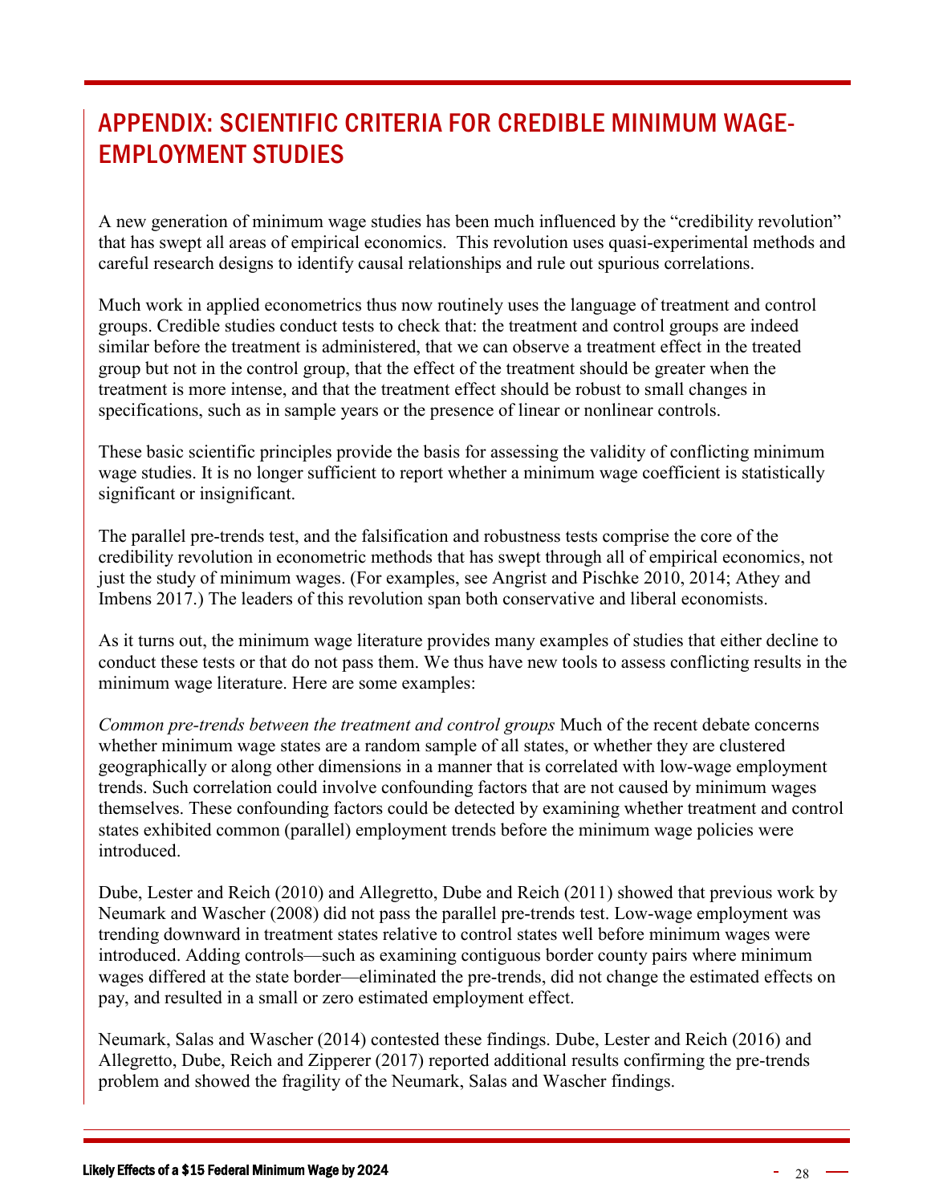# APPENDIX: SCIENTIFIC CRITERIA FOR CREDIBLE MINIMUM WAGE-EMPLOYMENT STUDIES

A new generation of minimum wage studies has been much influenced by the "credibility revolution" that has swept all areas of empirical economics. This revolution uses quasi-experimental methods and careful research designs to identify causal relationships and rule out spurious correlations.

Much work in applied econometrics thus now routinely uses the language of treatment and control groups. Credible studies conduct tests to check that: the treatment and control groups are indeed similar before the treatment is administered, that we can observe a treatment effect in the treated group but not in the control group, that the effect of the treatment should be greater when the treatment is more intense, and that the treatment effect should be robust to small changes in specifications, such as in sample years or the presence of linear or nonlinear controls.

These basic scientific principles provide the basis for assessing the validity of conflicting minimum wage studies. It is no longer sufficient to report whether a minimum wage coefficient is statistically significant or insignificant.

The parallel pre-trends test, and the falsification and robustness tests comprise the core of the credibility revolution in econometric methods that has swept through all of empirical economics, not just the study of minimum wages. (For examples, see Angrist and Pischke 2010, 2014; Athey and Imbens 2017.) The leaders of this revolution span both conservative and liberal economists.

As it turns out, the minimum wage literature provides many examples of studies that either decline to conduct these tests or that do not pass them. We thus have new tools to assess conflicting results in the minimum wage literature. Here are some examples:

*Common pre-trends between the treatment and control groups* Much of the recent debate concerns whether minimum wage states are a random sample of all states, or whether they are clustered geographically or along other dimensions in a manner that is correlated with low-wage employment trends. Such correlation could involve confounding factors that are not caused by minimum wages themselves. These confounding factors could be detected by examining whether treatment and control states exhibited common (parallel) employment trends before the minimum wage policies were introduced.

Dube, Lester and Reich (2010) and Allegretto, Dube and Reich (2011) showed that previous work by Neumark and Wascher (2008) did not pass the parallel pre-trends test. Low-wage employment was trending downward in treatment states relative to control states well before minimum wages were introduced. Adding controls—such as examining contiguous border county pairs where minimum wages differed at the state border—eliminated the pre-trends, did not change the estimated effects on pay, and resulted in a small or zero estimated employment effect.

Neumark, Salas and Wascher (2014) contested these findings. Dube, Lester and Reich (2016) and Allegretto, Dube, Reich and Zipperer (2017) reported additional results confirming the pre-trends problem and showed the fragility of the Neumark, Salas and Wascher findings.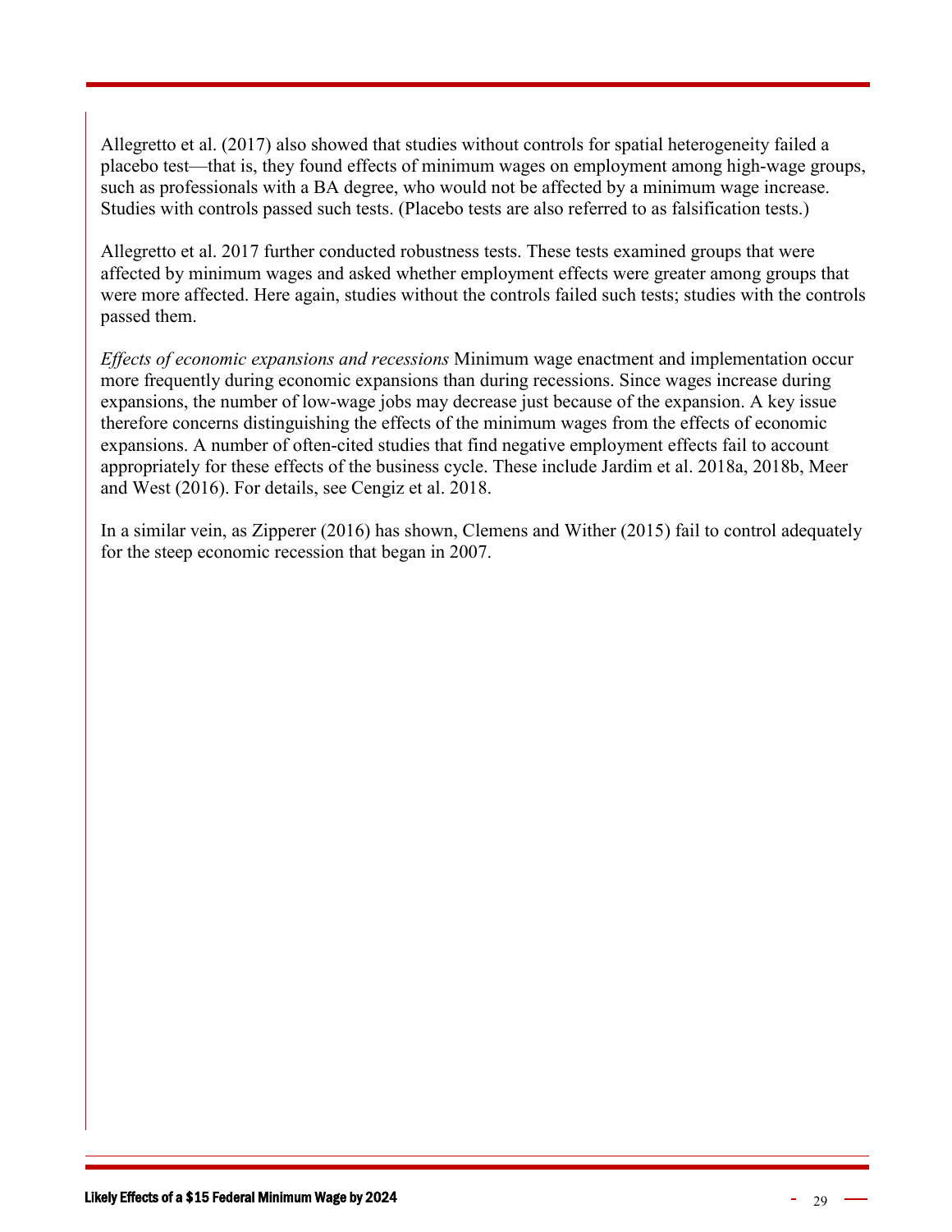Allegretto et al. (2017) also showed that studies without controls for spatial heterogeneity failed a placebo test—that is, they found effects of minimum wages on employment among high-wage groups, such as professionals with a BA degree, who would not be affected by a minimum wage increase. Studies with controls passed such tests. (Placebo tests are also referred to as falsification tests.)

Allegretto et al. 2017 further conducted robustness tests. These tests examined groups that were affected by minimum wages and asked whether employment effects were greater among groups that were more affected. Here again, studies without the controls failed such tests; studies with the controls passed them.

*Effects of economic expansions and recessions* Minimum wage enactment and implementation occur more frequently during economic expansions than during recessions. Since wages increase during expansions, the number of low-wage jobs may decrease just because of the expansion. A key issue therefore concerns distinguishing the effects of the minimum wages from the effects of economic expansions. A number of often-cited studies that find negative employment effects fail to account appropriately for these effects of the business cycle. These include Jardim et al. 2018a, 2018b, Meer and West (2016). For details, see Cengiz et al. 2018.

In a similar vein, as Zipperer (2016) has shown, Clemens and Wither (2015) fail to control adequately for the steep economic recession that began in 2007.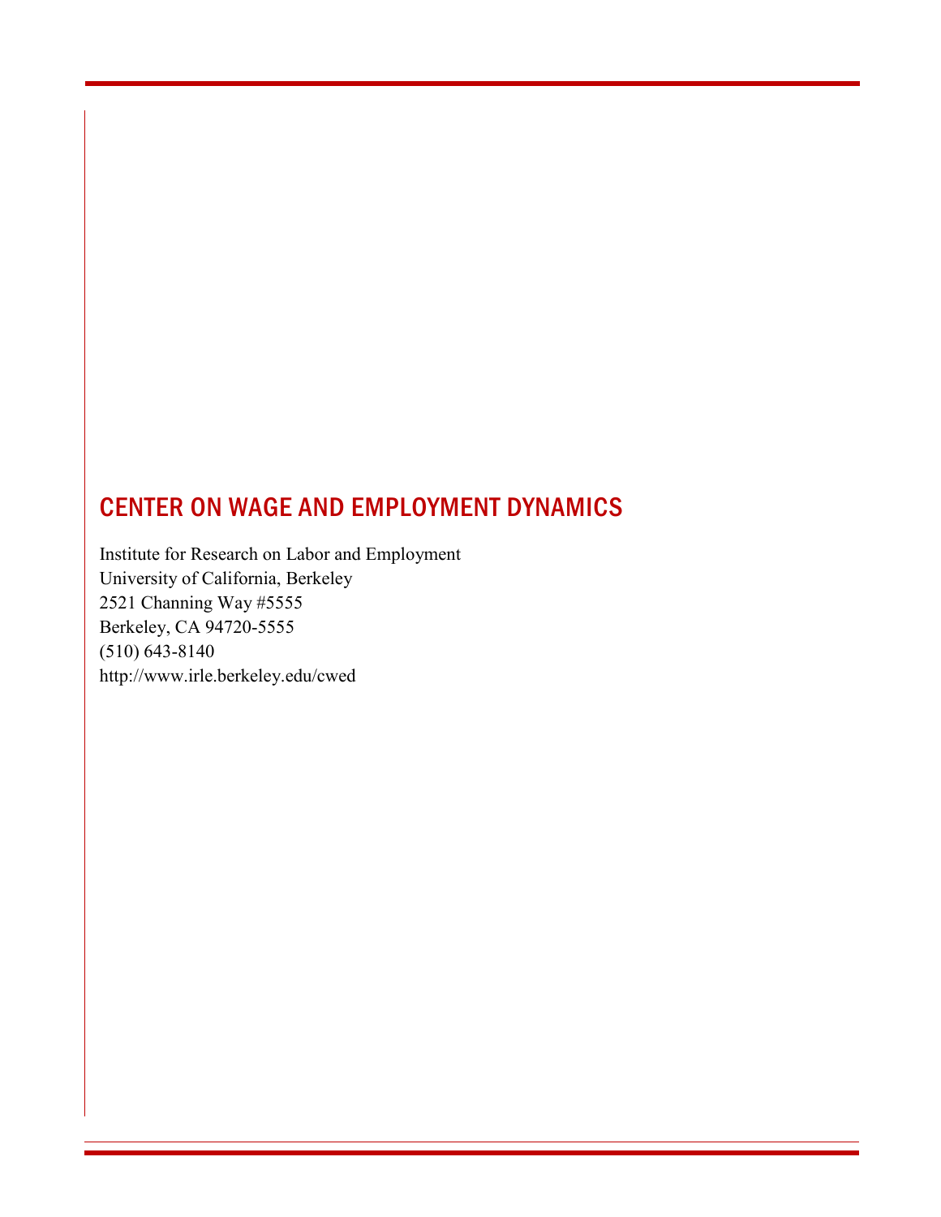## CENTER ON WAGE AND EMPLOYMENT DYNAMICS

Institute for Research on Labor and Employment
University of California, Berkeley
2521 Channing Way #5555
Berkeley, CA 94720-5555
(510) 643-8140
http://www.irle.berkeley.edu/cwed